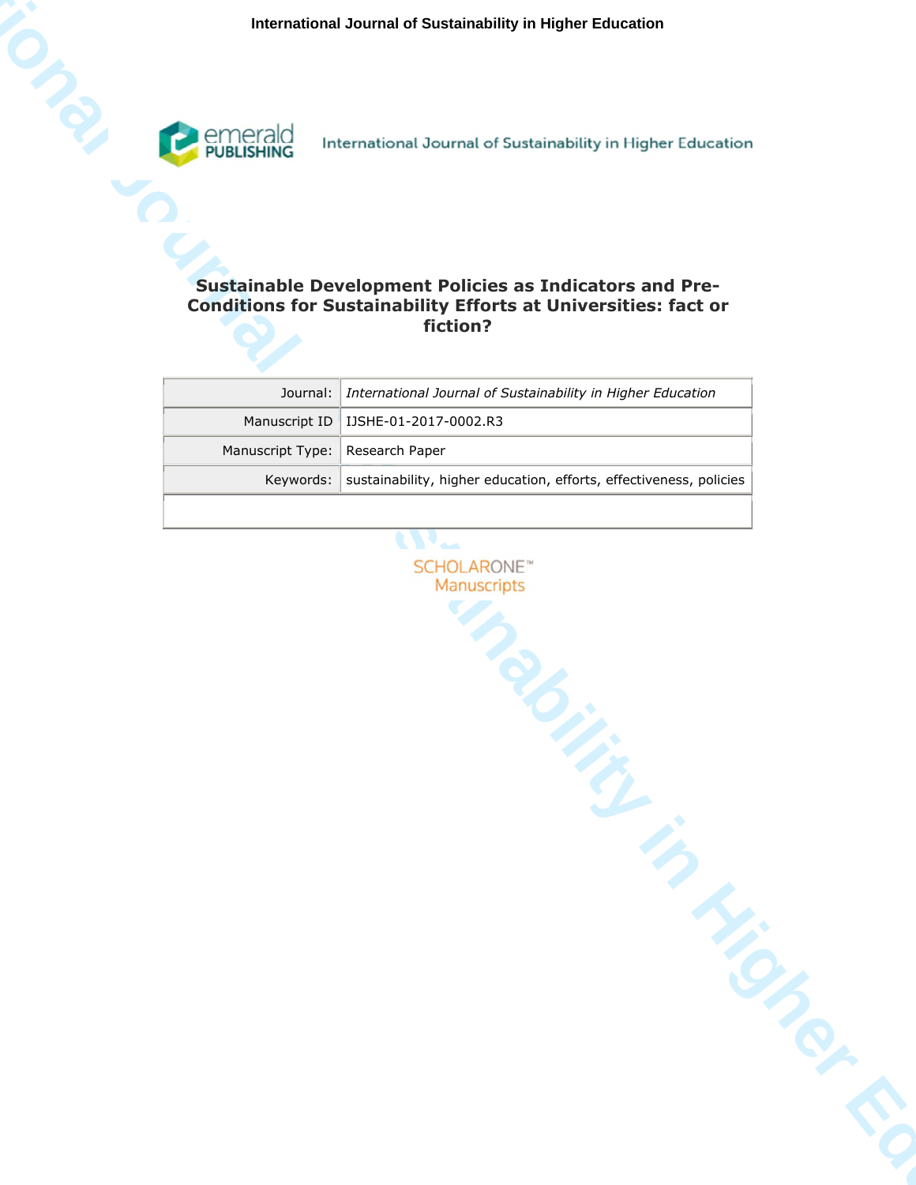# Sustainable Development Policies as Indicators and Pre-Conditions for Sustainability Efforts at Universities: fact or fiction?

| | |
|---|---|
| Journal: | *International Journal of Sustainability in Higher Education* |
| Manuscript ID | IJSHE-01-2017-0002.R3 |
| Manuscript Type: | Research Paper |
| Keywords: | sustainability, higher education, efforts, effectiveness, policies |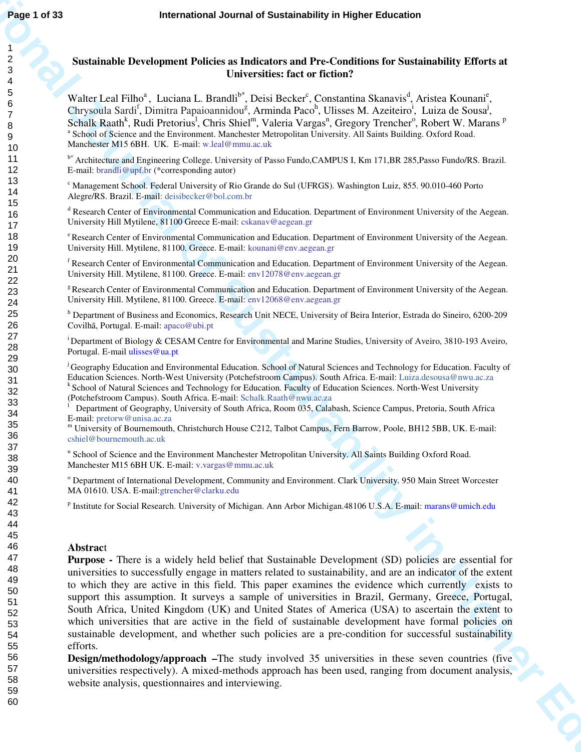# Sustainable Development Policies as Indicators and Pre-Conditions for Sustainability Efforts at Universities: fact or fiction?

Walter Leal Filho[a], Luciana L. Brandli[b*], Deisi Becker[c], Constantina Skanavis[d], Aristea Kounani[e], Chrysoula Sardi[f], Dimitra Papaioannidou[g], Arminda Paco[h], Ulisses M. Azeiteiro[i], Luiza de Sousa[j], Schalk Raath[k], Rudi Pretorius[l], Chris Shiel[m], Valeria Vargas[n], Gregory Trencher[o], Robert W. Marans [p]

[a] School of Science and the Environment. Manchester Metropolitan University. All Saints Building. Oxford Road. Manchester M15 6BH. UK. E-mail: w.leal@mmu.ac.uk

[b*] Architecture and Engineering College. University of Passo Fundo,CAMPUS I, Km 171,BR 285,Passo Fundo/RS. Brazil. E-mail: brandli@upf.br (*corresponding autor)

[c] Management School. Federal University of Rio Grande do Sul (UFRGS). Washington Luiz, 855. 90.010-460 Porto Alegre/RS. Brazil. E-mail: deisibecker@bol.com.br

[d] Research Center of Environmental Communication and Education. Department of Environment University of the Aegean. University Hill Mytilene, 81100 Greece E-mail: cskanav@aegean.gr

[e] Research Center of Environmental Communication and Education. Department of Environment University of the Aegean. University Hill. Mytilene, 81100. Greece. E-mail: kounani@env.aegean.gr

[f] Research Center of Environmental Communication and Education. Department of Environment University of the Aegean. University Hill. Mytilene, 81100. Greece. E-mail: env12078@env.aegean.gr

[g] Research Center of Environmental Communication and Education. Department of Environment University of the Aegean. University Hill. Mytilene, 81100. Greece. E-mail: env12068@env.aegean.gr

[h] Department of Business and Economics, Research Unit NECE, University of Beira Interior, Estrada do Sineiro, 6200-209 Covilhã, Portugal. E-mail: apaco@ubi.pt

[i] Department of Biology & CESAM Centre for Environmental and Marine Studies, University of Aveiro, 3810-193 Aveiro, Portugal. E-mail ulisses@ua.pt

[j] Geography Education and Environmental Education. School of Natural Sciences and Technology for Education. Faculty of Education Sciences. North-West University (Potchefstroom Campus). South Africa. E-mail: Luiza.desousa@nwu.ac.za

[k] School of Natural Sciences and Technology for Education. Faculty of Education Sciences. North-West University (Potchefstroom Campus). South Africa. E-mail: Schalk.Raath@nwu.ac.za

[l] Department of Geography, University of South Africa, Room 035, Calabash, Science Campus, Pretoria, South Africa E-mail: pretorw@unisa.ac.za

[m] University of Bournemouth, Christchurch House C212, Talbot Campus, Fern Barrow, Poole, BH12 5BB, UK. E-mail: cshiel@bournemouth.ac.uk

[n] School of Science and the Environment Manchester Metropolitan University. All Saints Building Oxford Road. Manchester M15 6BH UK. E-mail: v.vargas@mmu.ac.uk

[o] Department of International Development, Community and Environment. Clark University. 950 Main Street Worcester MA 01610. USA. E-mail:gtrencher@clarku.edu

[p] Institute for Social Research. University of Michigan. Ann Arbor Michigan.48106 U.S.A. E-mail: marans@umich.edu

## Abstract

**Purpose -** There is a widely held belief that Sustainable Development (SD) policies are essential for universities to successfully engage in matters related to sustainability, and are an indicator of the extent to which they are active in this field. This paper examines the evidence which currently exists to support this assumption. It surveys a sample of universities in Brazil, Germany, Greece, Portugal, South Africa, United Kingdom (UK) and United States of America (USA) to ascertain the extent to which universities that are active in the field of sustainable development have formal policies on sustainable development, and whether such policies are a pre-condition for successful sustainability efforts.

**Design/methodology/approach –**The study involved 35 universities in these seven countries (five universities respectively). A mixed-methods approach has been used, ranging from document analysis, website analysis, questionnaires and interviewing.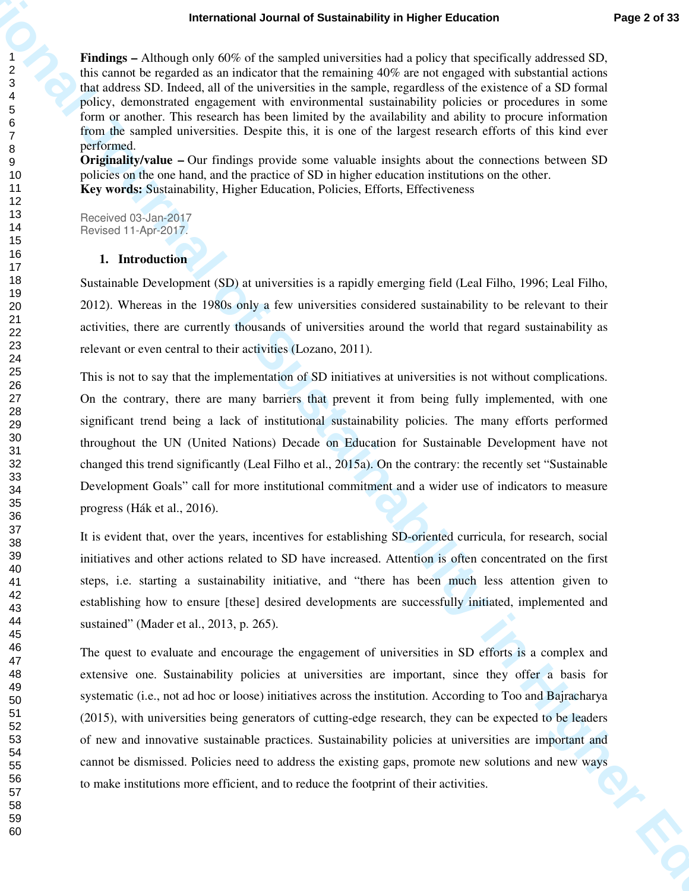**Findings –** Although only 60% of the sampled universities had a policy that specifically addressed SD, this cannot be regarded as an indicator that the remaining 40% are not engaged with substantial actions that address SD. Indeed, all of the universities in the sample, regardless of the existence of a SD formal policy, demonstrated engagement with environmental sustainability policies or procedures in some form or another. This research has been limited by the availability and ability to procure information from the sampled universities. Despite this, it is one of the largest research efforts of this kind ever performed.

**Originality/value –** Our findings provide some valuable insights about the connections between SD policies on the one hand, and the practice of SD in higher education institutions on the other.

**Key words:** Sustainability, Higher Education, Policies, Efforts, Effectiveness

Received 03-Jan-2017
Revised 11-Apr-2017.

## 1. Introduction

Sustainable Development (SD) at universities is a rapidly emerging field (Leal Filho, 1996; Leal Filho, 2012). Whereas in the 1980s only a few universities considered sustainability to be relevant to their activities, there are currently thousands of universities around the world that regard sustainability as relevant or even central to their activities (Lozano, 2011).

This is not to say that the implementation of SD initiatives at universities is not without complications. On the contrary, there are many barriers that prevent it from being fully implemented, with one significant trend being a lack of institutional sustainability policies. The many efforts performed throughout the UN (United Nations) Decade on Education for Sustainable Development have not changed this trend significantly (Leal Filho et al., 2015a). On the contrary: the recently set "Sustainable Development Goals" call for more institutional commitment and a wider use of indicators to measure progress (Hák et al., 2016).

It is evident that, over the years, incentives for establishing SD-oriented curricula, for research, social initiatives and other actions related to SD have increased. Attention is often concentrated on the first steps, i.e. starting a sustainability initiative, and "there has been much less attention given to establishing how to ensure [these] desired developments are successfully initiated, implemented and sustained" (Mader et al., 2013, p. 265).

The quest to evaluate and encourage the engagement of universities in SD efforts is a complex and extensive one. Sustainability policies at universities are important, since they offer a basis for systematic (i.e., not ad hoc or loose) initiatives across the institution. According to Too and Bajracharya (2015), with universities being generators of cutting-edge research, they can be expected to be leaders of new and innovative sustainable practices. Sustainability policies at universities are important and cannot be dismissed. Policies need to address the existing gaps, promote new solutions and new ways to make institutions more efficient, and to reduce the footprint of their activities.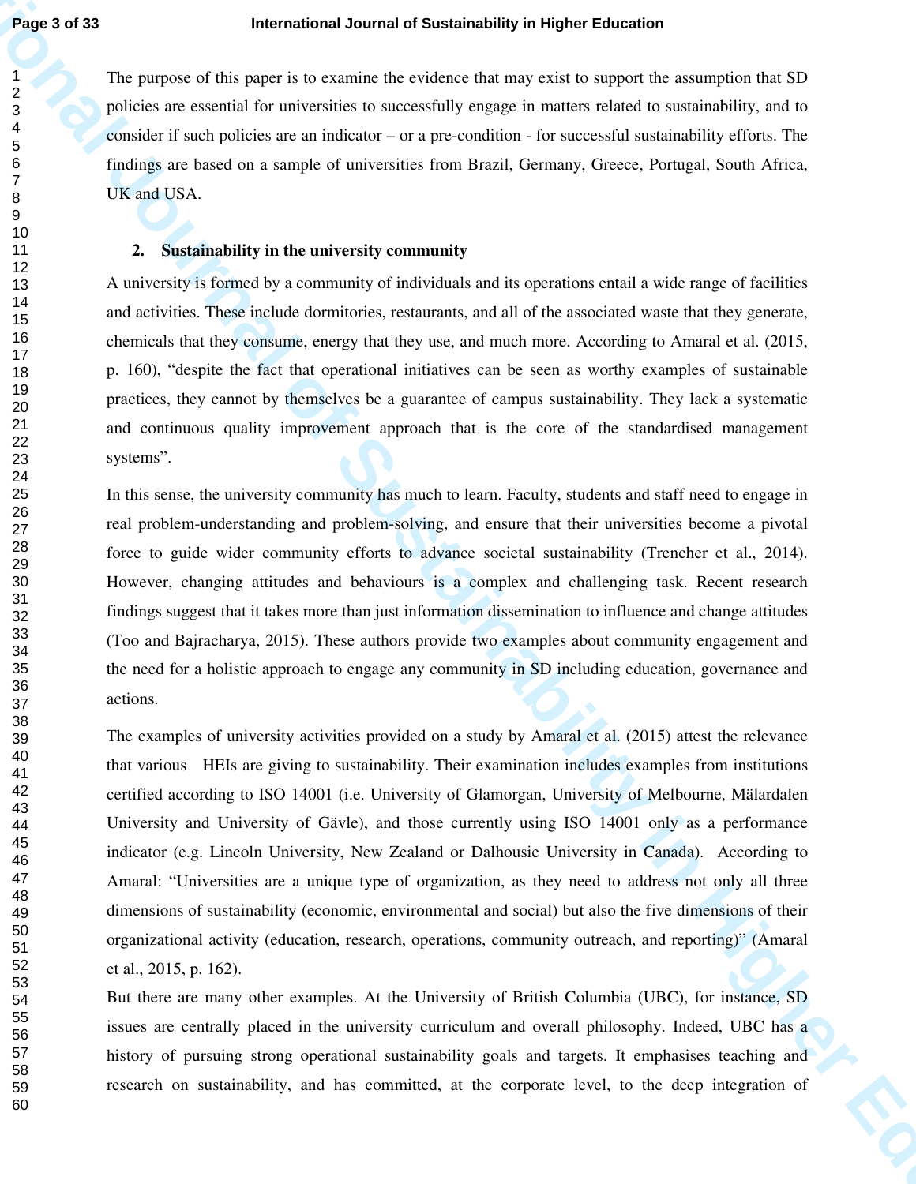The purpose of this paper is to examine the evidence that may exist to support the assumption that SD policies are essential for universities to successfully engage in matters related to sustainability, and to consider if such policies are an indicator – or a pre-condition - for successful sustainability efforts. The findings are based on a sample of universities from Brazil, Germany, Greece, Portugal, South Africa, UK and USA.

## 2. Sustainability in the university community

A university is formed by a community of individuals and its operations entail a wide range of facilities and activities. These include dormitories, restaurants, and all of the associated waste that they generate, chemicals that they consume, energy that they use, and much more. According to Amaral et al. (2015, p. 160), "despite the fact that operational initiatives can be seen as worthy examples of sustainable practices, they cannot by themselves be a guarantee of campus sustainability. They lack a systematic and continuous quality improvement approach that is the core of the standardised management systems".

In this sense, the university community has much to learn. Faculty, students and staff need to engage in real problem-understanding and problem-solving, and ensure that their universities become a pivotal force to guide wider community efforts to advance societal sustainability (Trencher et al., 2014). However, changing attitudes and behaviours is a complex and challenging task. Recent research findings suggest that it takes more than just information dissemination to influence and change attitudes (Too and Bajracharya, 2015). These authors provide two examples about community engagement and the need for a holistic approach to engage any community in SD including education, governance and actions.

The examples of university activities provided on a study by Amaral et al. (2015) attest the relevance that various HEIs are giving to sustainability. Their examination includes examples from institutions certified according to ISO 14001 (i.e. University of Glamorgan, University of Melbourne, Mälardalen University and University of Gävle), and those currently using ISO 14001 only as a performance indicator (e.g. Lincoln University, New Zealand or Dalhousie University in Canada). According to Amaral: "Universities are a unique type of organization, as they need to address not only all three dimensions of sustainability (economic, environmental and social) but also the five dimensions of their organizational activity (education, research, operations, community outreach, and reporting)" (Amaral et al., 2015, p. 162).

But there are many other examples. At the University of British Columbia (UBC), for instance, SD issues are centrally placed in the university curriculum and overall philosophy. Indeed, UBC has a history of pursuing strong operational sustainability goals and targets. It emphasises teaching and research on sustainability, and has committed, at the corporate level, to the deep integration of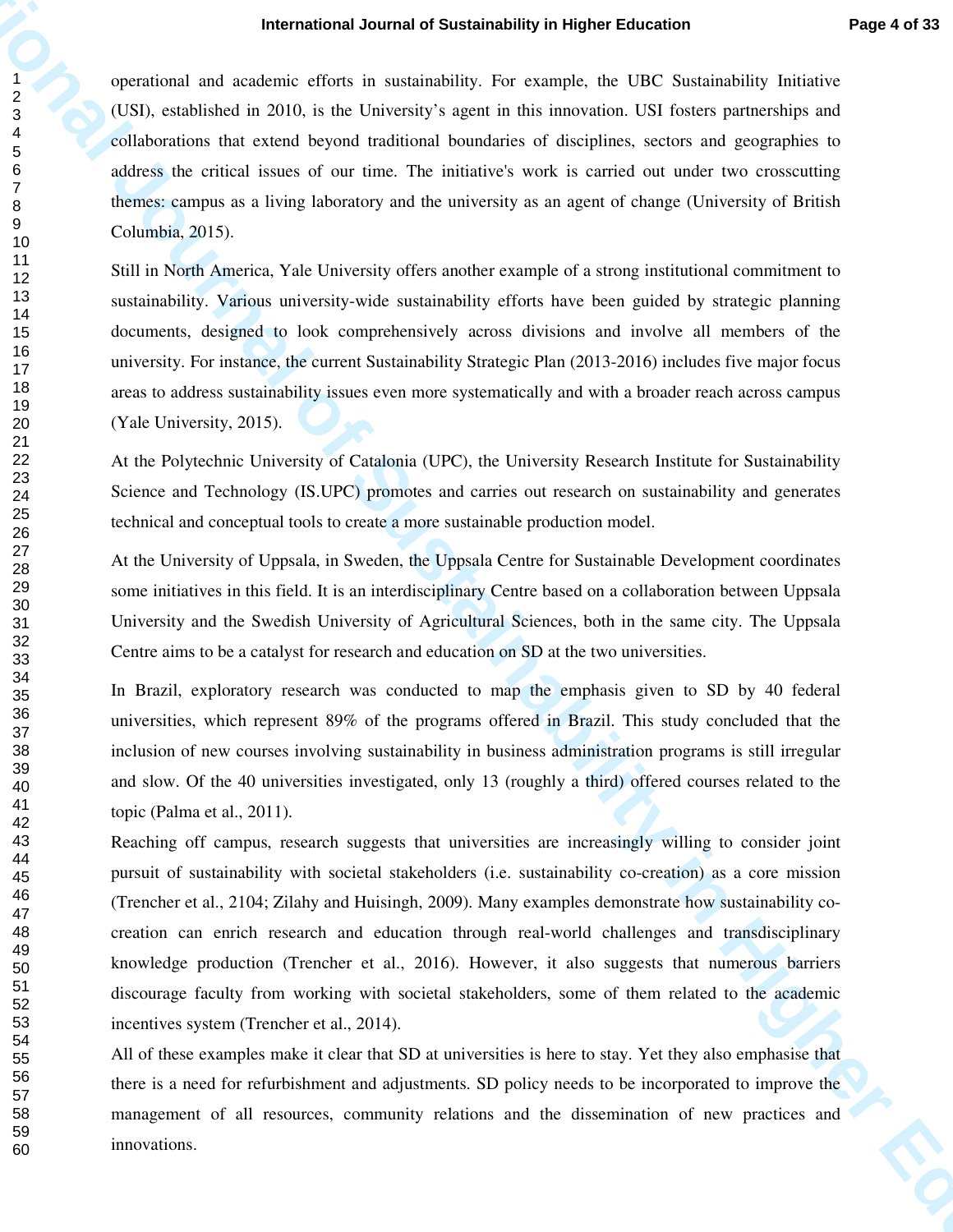operational and academic efforts in sustainability. For example, the UBC Sustainability Initiative (USI), established in 2010, is the University's agent in this innovation. USI fosters partnerships and collaborations that extend beyond traditional boundaries of disciplines, sectors and geographies to address the critical issues of our time. The initiative's work is carried out under two crosscutting themes: campus as a living laboratory and the university as an agent of change (University of British Columbia, 2015).

Still in North America, Yale University offers another example of a strong institutional commitment to sustainability. Various university-wide sustainability efforts have been guided by strategic planning documents, designed to look comprehensively across divisions and involve all members of the university. For instance, the current Sustainability Strategic Plan (2013-2016) includes five major focus areas to address sustainability issues even more systematically and with a broader reach across campus (Yale University, 2015).

At the Polytechnic University of Catalonia (UPC), the University Research Institute for Sustainability Science and Technology (IS.UPC) promotes and carries out research on sustainability and generates technical and conceptual tools to create a more sustainable production model.

At the University of Uppsala, in Sweden, the Uppsala Centre for Sustainable Development coordinates some initiatives in this field. It is an interdisciplinary Centre based on a collaboration between Uppsala University and the Swedish University of Agricultural Sciences, both in the same city. The Uppsala Centre aims to be a catalyst for research and education on SD at the two universities.

In Brazil, exploratory research was conducted to map the emphasis given to SD by 40 federal universities, which represent 89% of the programs offered in Brazil. This study concluded that the inclusion of new courses involving sustainability in business administration programs is still irregular and slow. Of the 40 universities investigated, only 13 (roughly a third) offered courses related to the topic (Palma et al., 2011).

Reaching off campus, research suggests that universities are increasingly willing to consider joint pursuit of sustainability with societal stakeholders (i.e. sustainability co-creation) as a core mission (Trencher et al., 2104; Zilahy and Huisingh, 2009). Many examples demonstrate how sustainability co-creation can enrich research and education through real-world challenges and transdisciplinary knowledge production (Trencher et al., 2016). However, it also suggests that numerous barriers discourage faculty from working with societal stakeholders, some of them related to the academic incentives system (Trencher et al., 2014).

All of these examples make it clear that SD at universities is here to stay. Yet they also emphasise that there is a need for refurbishment and adjustments. SD policy needs to be incorporated to improve the management of all resources, community relations and the dissemination of new practices and innovations.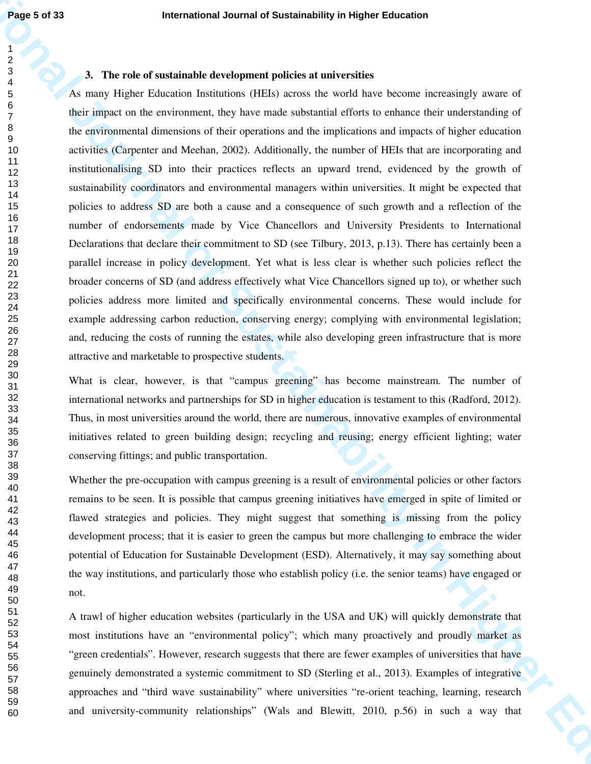### 3. The role of sustainable development policies at universities

As many Higher Education Institutions (HEIs) across the world have become increasingly aware of their impact on the environment, they have made substantial efforts to enhance their understanding of the environmental dimensions of their operations and the implications and impacts of higher education activities (Carpenter and Meehan, 2002). Additionally, the number of HEIs that are incorporating and institutionalising SD into their practices reflects an upward trend, evidenced by the growth of sustainability coordinators and environmental managers within universities. It might be expected that policies to address SD are both a cause and a consequence of such growth and a reflection of the number of endorsements made by Vice Chancellors and University Presidents to International Declarations that declare their commitment to SD (see Tilbury, 2013, p.13). There has certainly been a parallel increase in policy development. Yet what is less clear is whether such policies reflect the broader concerns of SD (and address effectively what Vice Chancellors signed up to), or whether such policies address more limited and specifically environmental concerns. These would include for example addressing carbon reduction, conserving energy; complying with environmental legislation; and, reducing the costs of running the estates, while also developing green infrastructure that is more attractive and marketable to prospective students.

What is clear, however, is that "campus greening" has become mainstream. The number of international networks and partnerships for SD in higher education is testament to this (Radford, 2012). Thus, in most universities around the world, there are numerous, innovative examples of environmental initiatives related to green building design; recycling and reusing; energy efficient lighting; water conserving fittings; and public transportation.

Whether the pre-occupation with campus greening is a result of environmental policies or other factors remains to be seen. It is possible that campus greening initiatives have emerged in spite of limited or flawed strategies and policies. They might suggest that something is missing from the policy development process; that it is easier to green the campus but more challenging to embrace the wider potential of Education for Sustainable Development (ESD). Alternatively, it may say something about the way institutions, and particularly those who establish policy (i.e. the senior teams) have engaged or not.

A trawl of higher education websites (particularly in the USA and UK) will quickly demonstrate that most institutions have an "environmental policy"; which many proactively and proudly market as "green credentials". However, research suggests that there are fewer examples of universities that have genuinely demonstrated a systemic commitment to SD (Sterling et al., 2013). Examples of integrative approaches and "third wave sustainability" where universities "re-orient teaching, learning, research and university-community relationships" (Wals and Blewitt, 2010, p.56) in such a way that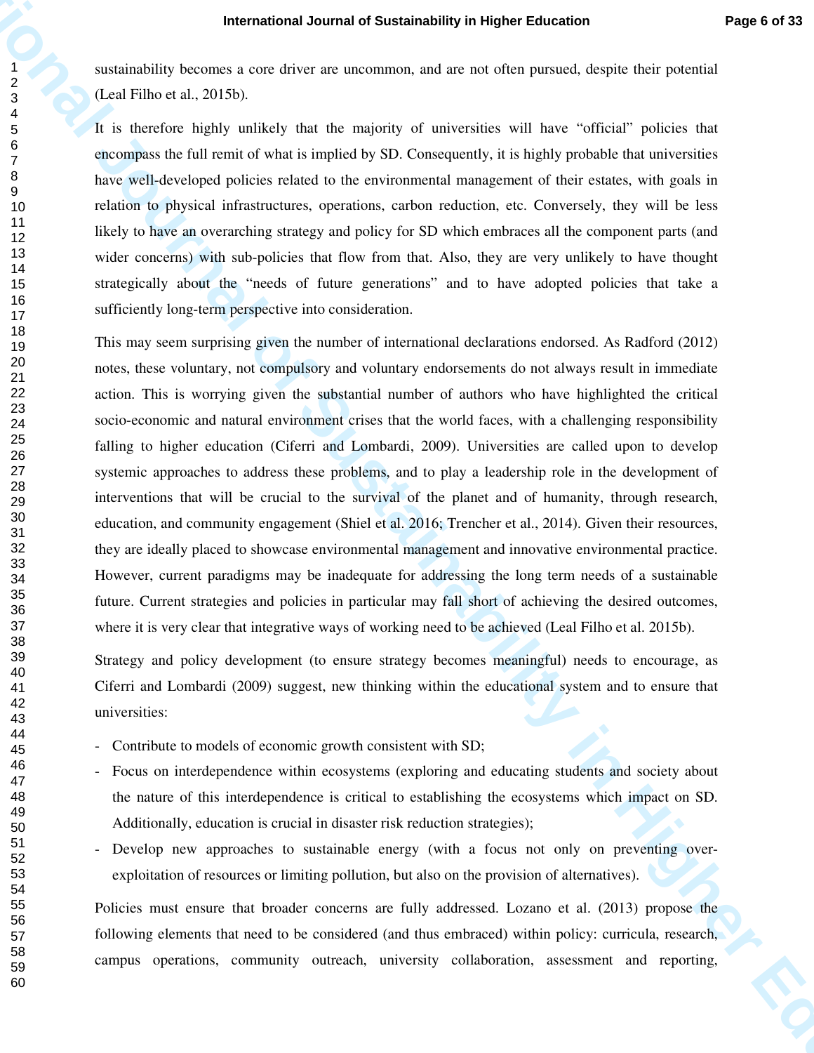sustainability becomes a core driver are uncommon, and are not often pursued, despite their potential (Leal Filho et al., 2015b).

It is therefore highly unlikely that the majority of universities will have "official" policies that encompass the full remit of what is implied by SD. Consequently, it is highly probable that universities have well-developed policies related to the environmental management of their estates, with goals in relation to physical infrastructures, operations, carbon reduction, etc. Conversely, they will be less likely to have an overarching strategy and policy for SD which embraces all the component parts (and wider concerns) with sub-policies that flow from that. Also, they are very unlikely to have thought strategically about the "needs of future generations" and to have adopted policies that take a sufficiently long-term perspective into consideration.

This may seem surprising given the number of international declarations endorsed. As Radford (2012) notes, these voluntary, not compulsory and voluntary endorsements do not always result in immediate action. This is worrying given the substantial number of authors who have highlighted the critical socio-economic and natural environment crises that the world faces, with a challenging responsibility falling to higher education (Ciferri and Lombardi, 2009). Universities are called upon to develop systemic approaches to address these problems, and to play a leadership role in the development of interventions that will be crucial to the survival of the planet and of humanity, through research, education, and community engagement (Shiel et al. 2016; Trencher et al., 2014). Given their resources, they are ideally placed to showcase environmental management and innovative environmental practice. However, current paradigms may be inadequate for addressing the long term needs of a sustainable future. Current strategies and policies in particular may fall short of achieving the desired outcomes, where it is very clear that integrative ways of working need to be achieved (Leal Filho et al. 2015b).

Strategy and policy development (to ensure strategy becomes meaningful) needs to encourage, as Ciferri and Lombardi (2009) suggest, new thinking within the educational system and to ensure that universities:

- Contribute to models of economic growth consistent with SD;
- Focus on interdependence within ecosystems (exploring and educating students and society about the nature of this interdependence is critical to establishing the ecosystems which impact on SD. Additionally, education is crucial in disaster risk reduction strategies);
- Develop new approaches to sustainable energy (with a focus not only on preventing over-exploitation of resources or limiting pollution, but also on the provision of alternatives).

Policies must ensure that broader concerns are fully addressed. Lozano et al. (2013) propose the following elements that need to be considered (and thus embraced) within policy: curricula, research, campus operations, community outreach, university collaboration, assessment and reporting,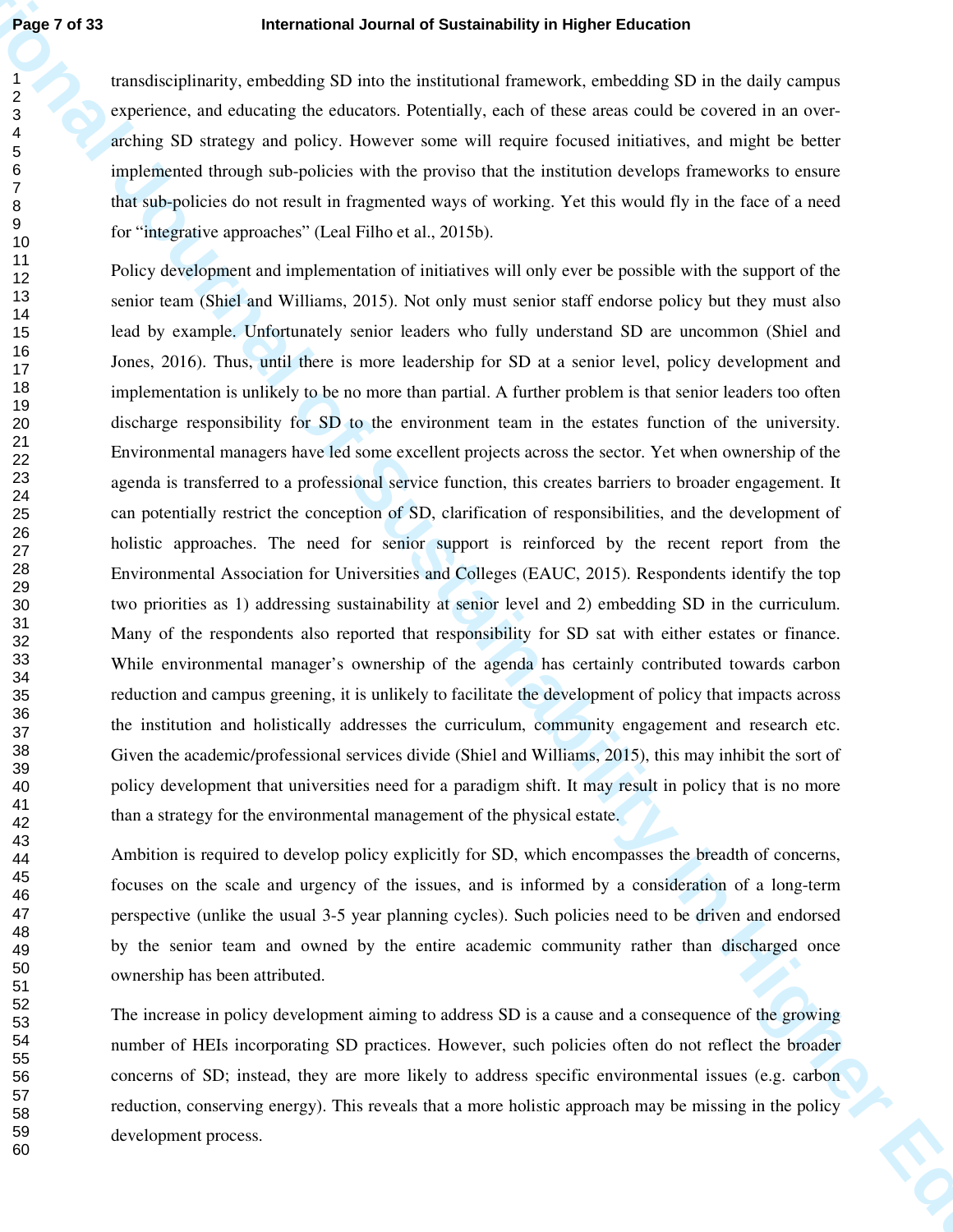transdisciplinarity, embedding SD into the institutional framework, embedding SD in the daily campus experience, and educating the educators. Potentially, each of these areas could be covered in an over-arching SD strategy and policy. However some will require focused initiatives, and might be better implemented through sub-policies with the proviso that the institution develops frameworks to ensure that sub-policies do not result in fragmented ways of working. Yet this would fly in the face of a need for "integrative approaches" (Leal Filho et al., 2015b).

Policy development and implementation of initiatives will only ever be possible with the support of the senior team (Shiel and Williams, 2015). Not only must senior staff endorse policy but they must also lead by example. Unfortunately senior leaders who fully understand SD are uncommon (Shiel and Jones, 2016). Thus, until there is more leadership for SD at a senior level, policy development and implementation is unlikely to be no more than partial. A further problem is that senior leaders too often discharge responsibility for SD to the environment team in the estates function of the university. Environmental managers have led some excellent projects across the sector. Yet when ownership of the agenda is transferred to a professional service function, this creates barriers to broader engagement. It can potentially restrict the conception of SD, clarification of responsibilities, and the development of holistic approaches. The need for senior support is reinforced by the recent report from the Environmental Association for Universities and Colleges (EAUC, 2015). Respondents identify the top two priorities as 1) addressing sustainability at senior level and 2) embedding SD in the curriculum. Many of the respondents also reported that responsibility for SD sat with either estates or finance. While environmental manager's ownership of the agenda has certainly contributed towards carbon reduction and campus greening, it is unlikely to facilitate the development of policy that impacts across the institution and holistically addresses the curriculum, community engagement and research etc. Given the academic/professional services divide (Shiel and Williams, 2015), this may inhibit the sort of policy development that universities need for a paradigm shift. It may result in policy that is no more than a strategy for the environmental management of the physical estate.

Ambition is required to develop policy explicitly for SD, which encompasses the breadth of concerns, focuses on the scale and urgency of the issues, and is informed by a consideration of a long-term perspective (unlike the usual 3-5 year planning cycles). Such policies need to be driven and endorsed by the senior team and owned by the entire academic community rather than discharged once ownership has been attributed.

The increase in policy development aiming to address SD is a cause and a consequence of the growing number of HEIs incorporating SD practices. However, such policies often do not reflect the broader concerns of SD; instead, they are more likely to address specific environmental issues (e.g. carbon reduction, conserving energy). This reveals that a more holistic approach may be missing in the policy development process.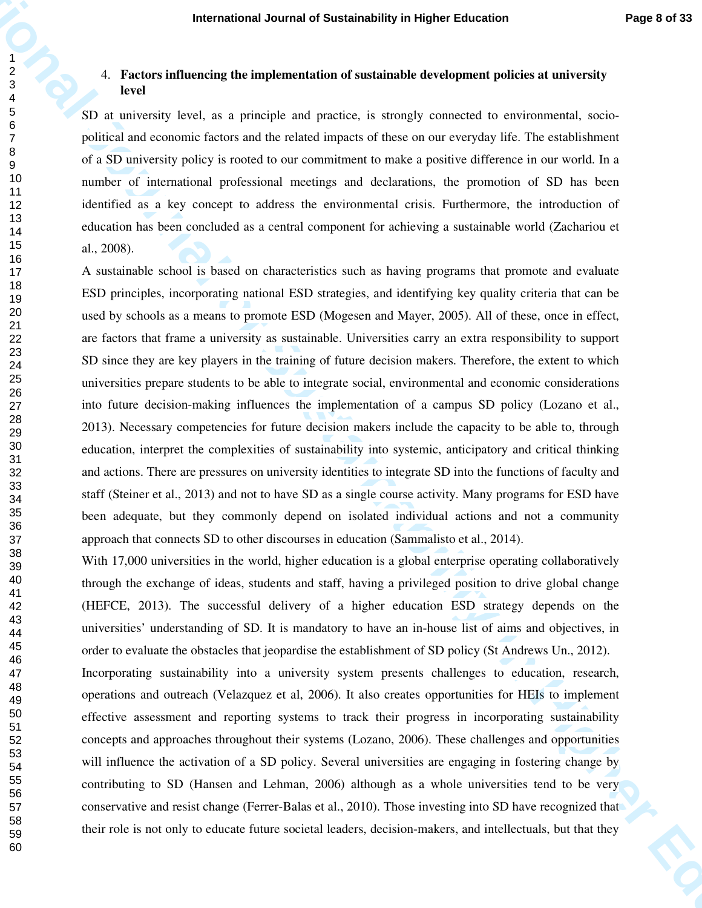## 4. Factors influencing the implementation of sustainable development policies at university level

SD at university level, as a principle and practice, is strongly connected to environmental, socio-political and economic factors and the related impacts of these on our everyday life. The establishment of a SD university policy is rooted to our commitment to make a positive difference in our world. In a number of international professional meetings and declarations, the promotion of SD has been identified as a key concept to address the environmental crisis. Furthermore, the introduction of education has been concluded as a central component for achieving a sustainable world (Zachariou et al., 2008).

A sustainable school is based on characteristics such as having programs that promote and evaluate ESD principles, incorporating national ESD strategies, and identifying key quality criteria that can be used by schools as a means to promote ESD (Mogesen and Mayer, 2005). All of these, once in effect, are factors that frame a university as sustainable. Universities carry an extra responsibility to support SD since they are key players in the training of future decision makers. Therefore, the extent to which universities prepare students to be able to integrate social, environmental and economic considerations into future decision-making influences the implementation of a campus SD policy (Lozano et al., 2013). Necessary competencies for future decision makers include the capacity to be able to, through education, interpret the complexities of sustainability into systemic, anticipatory and critical thinking and actions. There are pressures on university identities to integrate SD into the functions of faculty and staff (Steiner et al., 2013) and not to have SD as a single course activity. Many programs for ESD have been adequate, but they commonly depend on isolated individual actions and not a community approach that connects SD to other discourses in education (Sammalisto et al., 2014).

With 17,000 universities in the world, higher education is a global enterprise operating collaboratively through the exchange of ideas, students and staff, having a privileged position to drive global change (HEFCE, 2013). The successful delivery of a higher education ESD strategy depends on the universities' understanding of SD. It is mandatory to have an in-house list of aims and objectives, in order to evaluate the obstacles that jeopardise the establishment of SD policy (St Andrews Un., 2012).

Incorporating sustainability into a university system presents challenges to education, research, operations and outreach (Velazquez et al, 2006). It also creates opportunities for HEIs to implement effective assessment and reporting systems to track their progress in incorporating sustainability concepts and approaches throughout their systems (Lozano, 2006). These challenges and opportunities will influence the activation of a SD policy. Several universities are engaging in fostering change by contributing to SD (Hansen and Lehman, 2006) although as a whole universities tend to be very conservative and resist change (Ferrer-Balas et al., 2010). Those investing into SD have recognized that their role is not only to educate future societal leaders, decision-makers, and intellectuals, but that they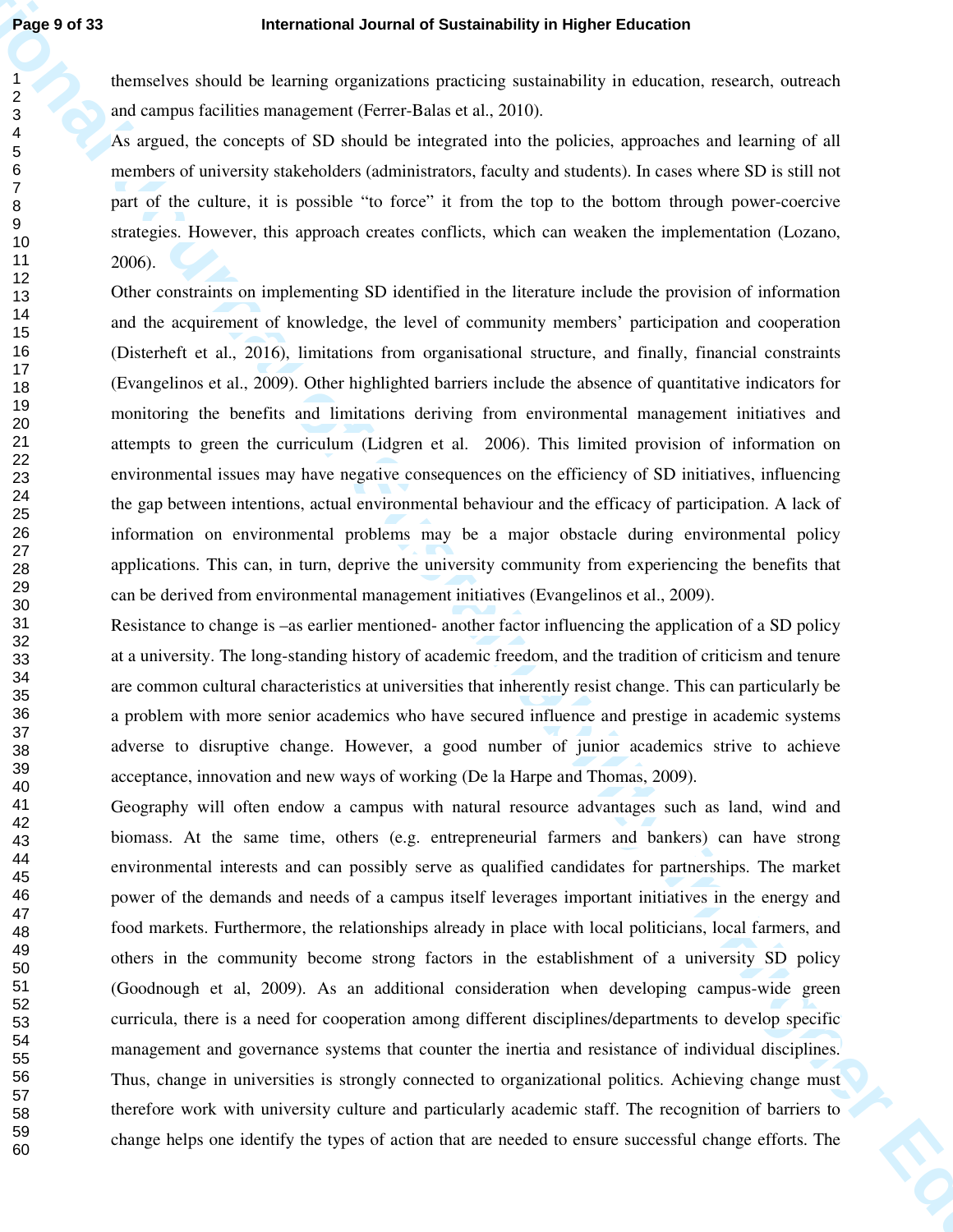themselves should be learning organizations practicing sustainability in education, research, outreach and campus facilities management (Ferrer-Balas et al., 2010).

As argued, the concepts of SD should be integrated into the policies, approaches and learning of all members of university stakeholders (administrators, faculty and students). In cases where SD is still not part of the culture, it is possible "to force" it from the top to the bottom through power-coercive strategies. However, this approach creates conflicts, which can weaken the implementation (Lozano, 2006).

Other constraints on implementing SD identified in the literature include the provision of information and the acquirement of knowledge, the level of community members' participation and cooperation (Disterheft et al., 2016), limitations from organisational structure, and finally, financial constraints (Evangelinos et al., 2009). Other highlighted barriers include the absence of quantitative indicators for monitoring the benefits and limitations deriving from environmental management initiatives and attempts to green the curriculum (Lidgren et al. 2006). This limited provision of information on environmental issues may have negative consequences on the efficiency of SD initiatives, influencing the gap between intentions, actual environmental behaviour and the efficacy of participation. A lack of information on environmental problems may be a major obstacle during environmental policy applications. This can, in turn, deprive the university community from experiencing the benefits that can be derived from environmental management initiatives (Evangelinos et al., 2009).

Resistance to change is –as earlier mentioned- another factor influencing the application of a SD policy at a university. The long-standing history of academic freedom, and the tradition of criticism and tenure are common cultural characteristics at universities that inherently resist change. This can particularly be a problem with more senior academics who have secured influence and prestige in academic systems adverse to disruptive change. However, a good number of junior academics strive to achieve acceptance, innovation and new ways of working (De la Harpe and Thomas, 2009).

Geography will often endow a campus with natural resource advantages such as land, wind and biomass. At the same time, others (e.g. entrepreneurial farmers and bankers) can have strong environmental interests and can possibly serve as qualified candidates for partnerships. The market power of the demands and needs of a campus itself leverages important initiatives in the energy and food markets. Furthermore, the relationships already in place with local politicians, local farmers, and others in the community become strong factors in the establishment of a university SD policy (Goodnough et al, 2009). As an additional consideration when developing campus-wide green curricula, there is a need for cooperation among different disciplines/departments to develop specific management and governance systems that counter the inertia and resistance of individual disciplines. Thus, change in universities is strongly connected to organizational politics. Achieving change must therefore work with university culture and particularly academic staff. The recognition of barriers to change helps one identify the types of action that are needed to ensure successful change efforts. The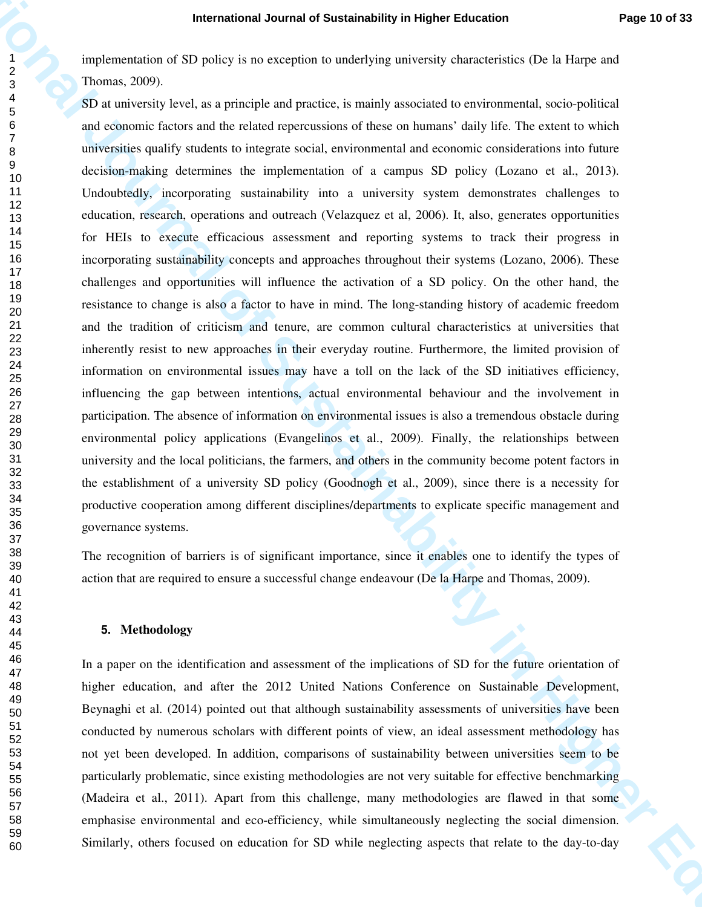implementation of SD policy is no exception to underlying university characteristics (De la Harpe and Thomas, 2009).

SD at university level, as a principle and practice, is mainly associated to environmental, socio-political and economic factors and the related repercussions of these on humans' daily life. The extent to which universities qualify students to integrate social, environmental and economic considerations into future decision-making determines the implementation of a campus SD policy (Lozano et al., 2013). Undoubtedly, incorporating sustainability into a university system demonstrates challenges to education, research, operations and outreach (Velazquez et al, 2006). It, also, generates opportunities for HEIs to execute efficacious assessment and reporting systems to track their progress in incorporating sustainability concepts and approaches throughout their systems (Lozano, 2006). These challenges and opportunities will influence the activation of a SD policy. On the other hand, the resistance to change is also a factor to have in mind. The long-standing history of academic freedom and the tradition of criticism and tenure, are common cultural characteristics at universities that inherently resist to new approaches in their everyday routine. Furthermore, the limited provision of information on environmental issues may have a toll on the lack of the SD initiatives efficiency, influencing the gap between intentions, actual environmental behaviour and the involvement in participation. The absence of information on environmental issues is also a tremendous obstacle during environmental policy applications (Evangelinos et al., 2009). Finally, the relationships between university and the local politicians, the farmers, and others in the community become potent factors in the establishment of a university SD policy (Goodnogh et al., 2009), since there is a necessity for productive cooperation among different disciplines/departments to explicate specific management and governance systems.

The recognition of barriers is of significant importance, since it enables one to identify the types of action that are required to ensure a successful change endeavour (De la Harpe and Thomas, 2009).

## 5. Methodology

In a paper on the identification and assessment of the implications of SD for the future orientation of higher education, and after the 2012 United Nations Conference on Sustainable Development, Beynaghi et al. (2014) pointed out that although sustainability assessments of universities have been conducted by numerous scholars with different points of view, an ideal assessment methodology has not yet been developed. In addition, comparisons of sustainability between universities seem to be particularly problematic, since existing methodologies are not very suitable for effective benchmarking (Madeira et al., 2011). Apart from this challenge, many methodologies are flawed in that some emphasise environmental and eco-efficiency, while simultaneously neglecting the social dimension. Similarly, others focused on education for SD while neglecting aspects that relate to the day-to-day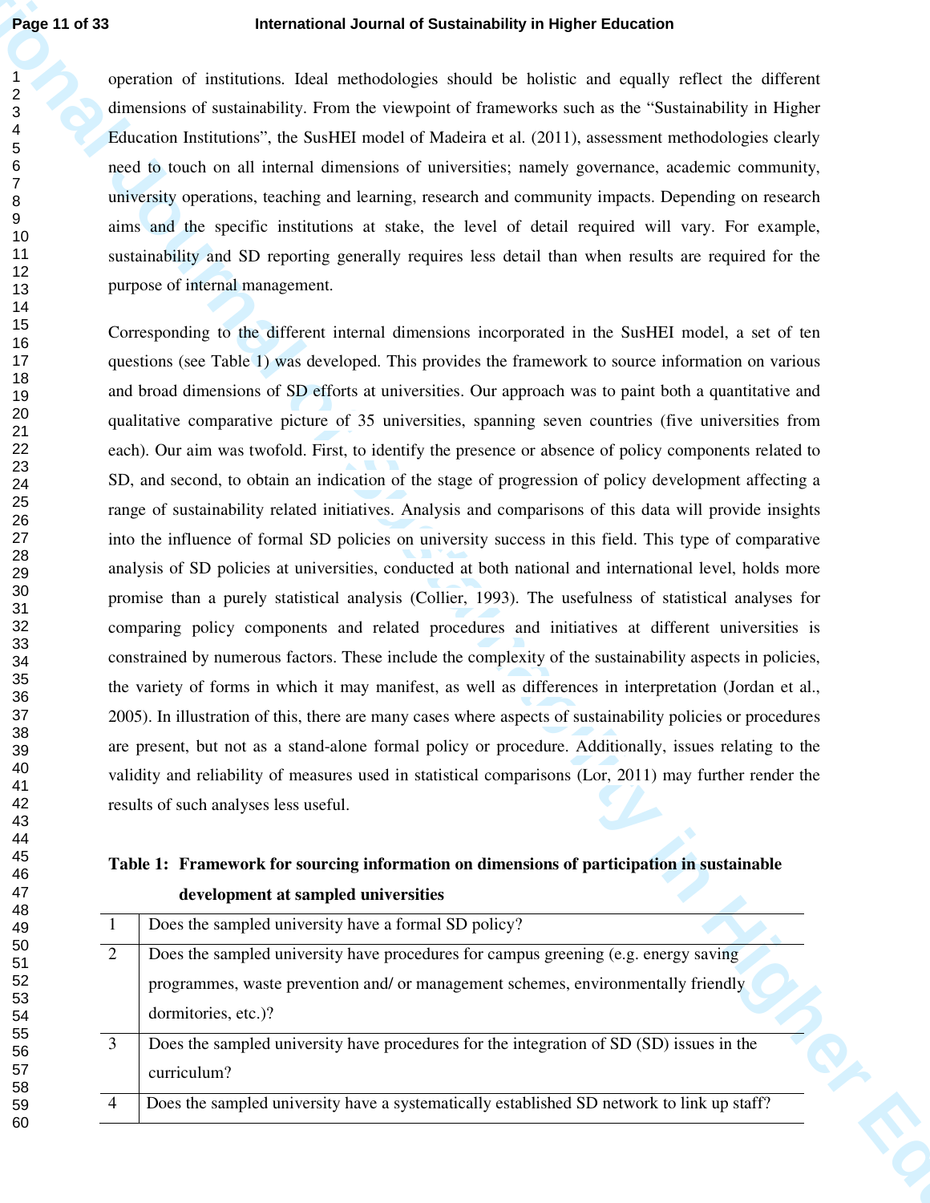operation of institutions. Ideal methodologies should be holistic and equally reflect the different dimensions of sustainability. From the viewpoint of frameworks such as the "Sustainability in Higher Education Institutions", the SusHEI model of Madeira et al. (2011), assessment methodologies clearly need to touch on all internal dimensions of universities; namely governance, academic community, university operations, teaching and learning, research and community impacts. Depending on research aims and the specific institutions at stake, the level of detail required will vary. For example, sustainability and SD reporting generally requires less detail than when results are required for the purpose of internal management.

Corresponding to the different internal dimensions incorporated in the SusHEI model, a set of ten questions (see Table 1) was developed. This provides the framework to source information on various and broad dimensions of SD efforts at universities. Our approach was to paint both a quantitative and qualitative comparative picture of 35 universities, spanning seven countries (five universities from each). Our aim was twofold. First, to identify the presence or absence of policy components related to SD, and second, to obtain an indication of the stage of progression of policy development affecting a range of sustainability related initiatives. Analysis and comparisons of this data will provide insights into the influence of formal SD policies on university success in this field. This type of comparative analysis of SD policies at universities, conducted at both national and international level, holds more promise than a purely statistical analysis (Collier, 1993). The usefulness of statistical analyses for comparing policy components and related procedures and initiatives at different universities is constrained by numerous factors. These include the complexity of the sustainability aspects in policies, the variety of forms in which it may manifest, as well as differences in interpretation (Jordan et al., 2005). In illustration of this, there are many cases where aspects of sustainability policies or procedures are present, but not as a stand-alone formal policy or procedure. Additionally, issues relating to the validity and reliability of measures used in statistical comparisons (Lor, 2011) may further render the results of such analyses less useful.

**Table 1: Framework for sourcing information on dimensions of participation in sustainable development at sampled universities**

| | |
|---|---|
| 1 | Does the sampled university have a formal SD policy? |
| 2 | Does the sampled university have procedures for campus greening (e.g. energy saving programmes, waste prevention and/ or management schemes, environmentally friendly dormitories, etc.)? |
| 3 | Does the sampled university have procedures for the integration of SD (SD) issues in the curriculum? |
| 4 | Does the sampled university have a systematically established SD network to link up staff? |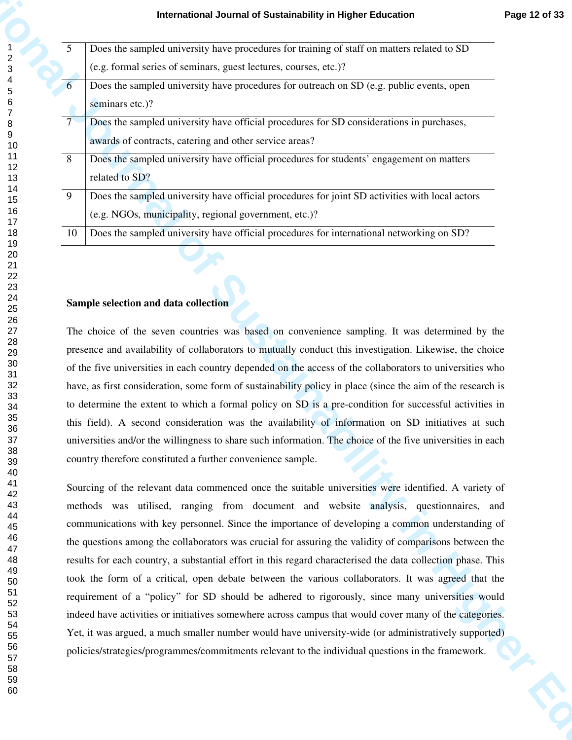| | |
|---|---|
| 5 | Does the sampled university have procedures for training of staff on matters related to SD (e.g. formal series of seminars, guest lectures, courses, etc.)? |
| 6 | Does the sampled university have procedures for outreach on SD (e.g. public events, open seminars etc.)? |
| 7 | Does the sampled university have official procedures for SD considerations in purchases, awards of contracts, catering and other service areas? |
| 8 | Does the sampled university have official procedures for students' engagement on matters related to SD? |
| 9 | Does the sampled university have official procedures for joint SD activities with local actors (e.g. NGOs, municipality, regional government, etc.)? |
| 10 | Does the sampled university have official procedures for international networking on SD? |

**Sample selection and data collection**

The choice of the seven countries was based on convenience sampling. It was determined by the presence and availability of collaborators to mutually conduct this investigation. Likewise, the choice of the five universities in each country depended on the access of the collaborators to universities who have, as first consideration, some form of sustainability policy in place (since the aim of the research is to determine the extent to which a formal policy on SD is a pre-condition for successful activities in this field). A second consideration was the availability of information on SD initiatives at such universities and/or the willingness to share such information. The choice of the five universities in each country therefore constituted a further convenience sample.

Sourcing of the relevant data commenced once the suitable universities were identified. A variety of methods was utilised, ranging from document and website analysis, questionnaires, and communications with key personnel. Since the importance of developing a common understanding of the questions among the collaborators was crucial for assuring the validity of comparisons between the results for each country, a substantial effort in this regard characterised the data collection phase. This took the form of a critical, open debate between the various collaborators. It was agreed that the requirement of a "policy" for SD should be adhered to rigorously, since many universities would indeed have activities or initiatives somewhere across campus that would cover many of the categories. Yet, it was argued, a much smaller number would have university-wide (or administratively supported) policies/strategies/programmes/commitments relevant to the individual questions in the framework.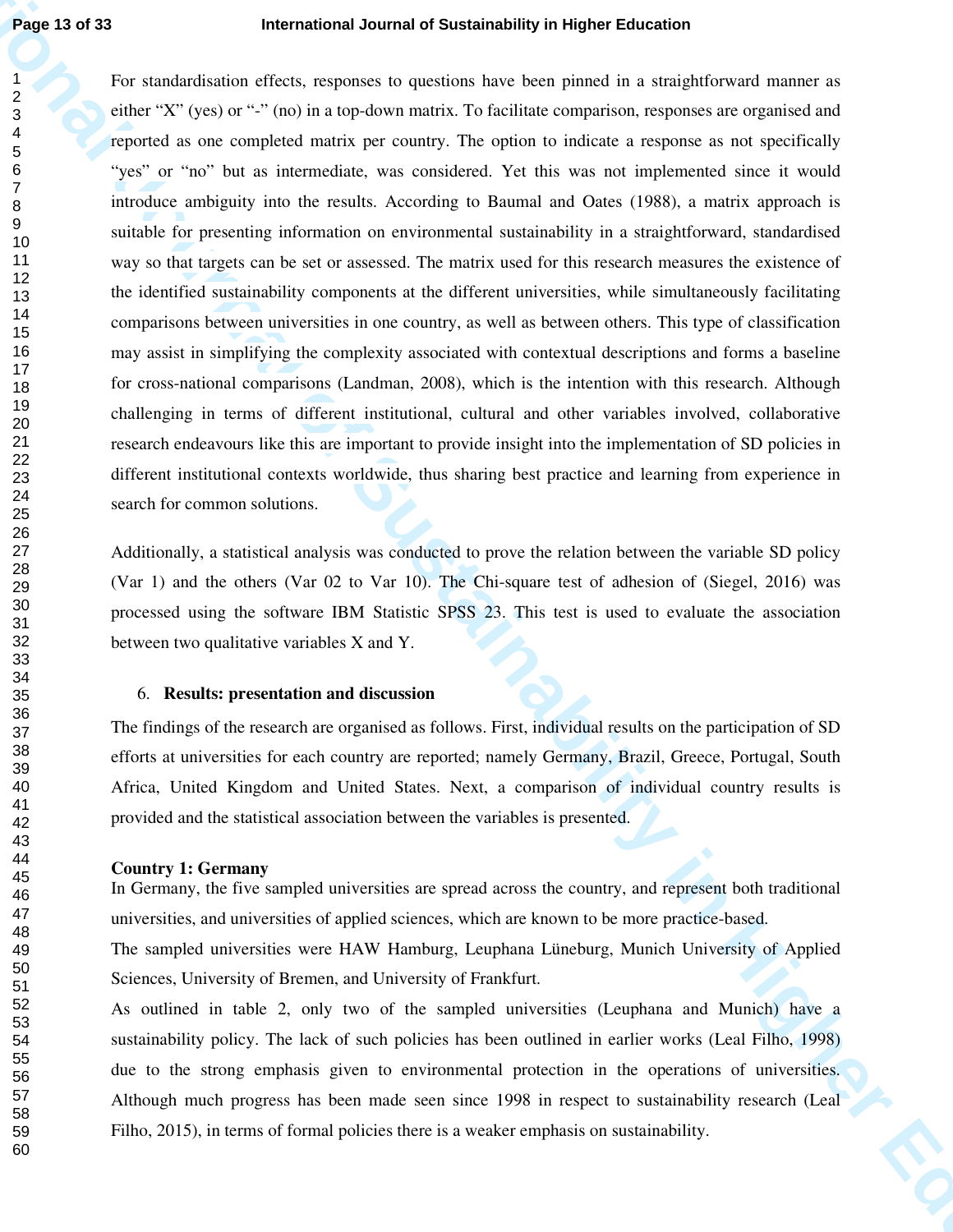For standardisation effects, responses to questions have been pinned in a straightforward manner as either "X" (yes) or "-" (no) in a top-down matrix. To facilitate comparison, responses are organised and reported as one completed matrix per country. The option to indicate a response as not specifically "yes" or "no" but as intermediate, was considered. Yet this was not implemented since it would introduce ambiguity into the results. According to Baumal and Oates (1988), a matrix approach is suitable for presenting information on environmental sustainability in a straightforward, standardised way so that targets can be set or assessed. The matrix used for this research measures the existence of the identified sustainability components at the different universities, while simultaneously facilitating comparisons between universities in one country, as well as between others. This type of classification may assist in simplifying the complexity associated with contextual descriptions and forms a baseline for cross-national comparisons (Landman, 2008), which is the intention with this research. Although challenging in terms of different institutional, cultural and other variables involved, collaborative research endeavours like this are important to provide insight into the implementation of SD policies in different institutional contexts worldwide, thus sharing best practice and learning from experience in search for common solutions.

Additionally, a statistical analysis was conducted to prove the relation between the variable SD policy (Var 1) and the others (Var 02 to Var 10). The Chi-square test of adhesion of (Siegel, 2016) was processed using the software IBM Statistic SPSS 23. This test is used to evaluate the association between two qualitative variables X and Y.

## 6. Results: presentation and discussion

The findings of the research are organised as follows. First, individual results on the participation of SD efforts at universities for each country are reported; namely Germany, Brazil, Greece, Portugal, South Africa, United Kingdom and United States. Next, a comparison of individual country results is provided and the statistical association between the variables is presented.

### Country 1: Germany

In Germany, the five sampled universities are spread across the country, and represent both traditional universities, and universities of applied sciences, which are known to be more practice-based.

The sampled universities were HAW Hamburg, Leuphana Lüneburg, Munich University of Applied Sciences, University of Bremen, and University of Frankfurt.

As outlined in table 2, only two of the sampled universities (Leuphana and Munich) have a sustainability policy. The lack of such policies has been outlined in earlier works (Leal Filho, 1998) due to the strong emphasis given to environmental protection in the operations of universities. Although much progress has been made seen since 1998 in respect to sustainability research (Leal Filho, 2015), in terms of formal policies there is a weaker emphasis on sustainability.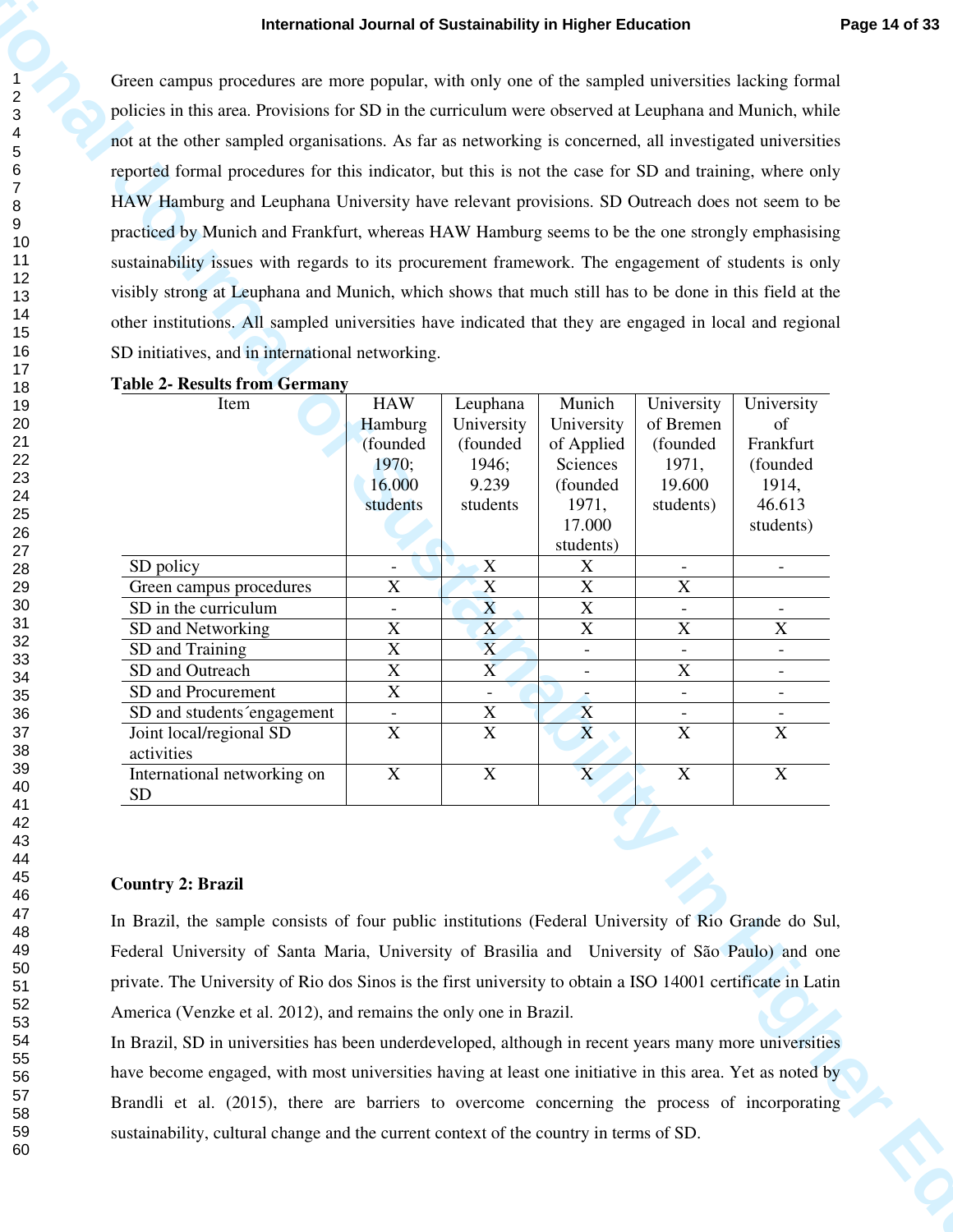Green campus procedures are more popular, with only one of the sampled universities lacking formal policies in this area. Provisions for SD in the curriculum were observed at Leuphana and Munich, while not at the other sampled organisations. As far as networking is concerned, all investigated universities reported formal procedures for this indicator, but this is not the case for SD and training, where only HAW Hamburg and Leuphana University have relevant provisions. SD Outreach does not seem to be practiced by Munich and Frankfurt, whereas HAW Hamburg seems to be the one strongly emphasising sustainability issues with regards to its procurement framework. The engagement of students is only visibly strong at Leuphana and Munich, which shows that much still has to be done in this field at the other institutions. All sampled universities have indicated that they are engaged in local and regional SD initiatives, and in international networking.

**Table 2- Results from Germany**

| Item | HAW Hamburg (founded 1970; 16.000 students | Leuphana University (founded 1946; 9.239 students | Munich University of Applied Sciences (founded 1971, 17.000 students) | University of Bremen (founded 1971, 19.600 students) | University of Frankfurt (founded 1914, 46.613 students) |
|---|---|---|---|---|---|
| SD policy | - | X | X | - | - |
| Green campus procedures | X | X | X | X | |
| SD in the curriculum | - | X | X | - | - |
| SD and Networking | X | X | X | X | X |
| SD and Training | X | X | - | - | - |
| SD and Outreach | X | X | - | X | - |
| SD and Procurement | X | - | - | - | - |
| SD and students´engagement | - | X | X | - | - |
| Joint local/regional SD activities | X | X | X | X | X |
| International networking on SD | X | X | X | X | X |

**Country 2: Brazil**

In Brazil, the sample consists of four public institutions (Federal University of Rio Grande do Sul, Federal University of Santa Maria, University of Brasilia and University of São Paulo) and one private. The University of Rio dos Sinos is the first university to obtain a ISO 14001 certificate in Latin America (Venzke et al. 2012), and remains the only one in Brazil.

In Brazil, SD in universities has been underdeveloped, although in recent years many more universities have become engaged, with most universities having at least one initiative in this area. Yet as noted by Brandli et al. (2015), there are barriers to overcome concerning the process of incorporating sustainability, cultural change and the current context of the country in terms of SD.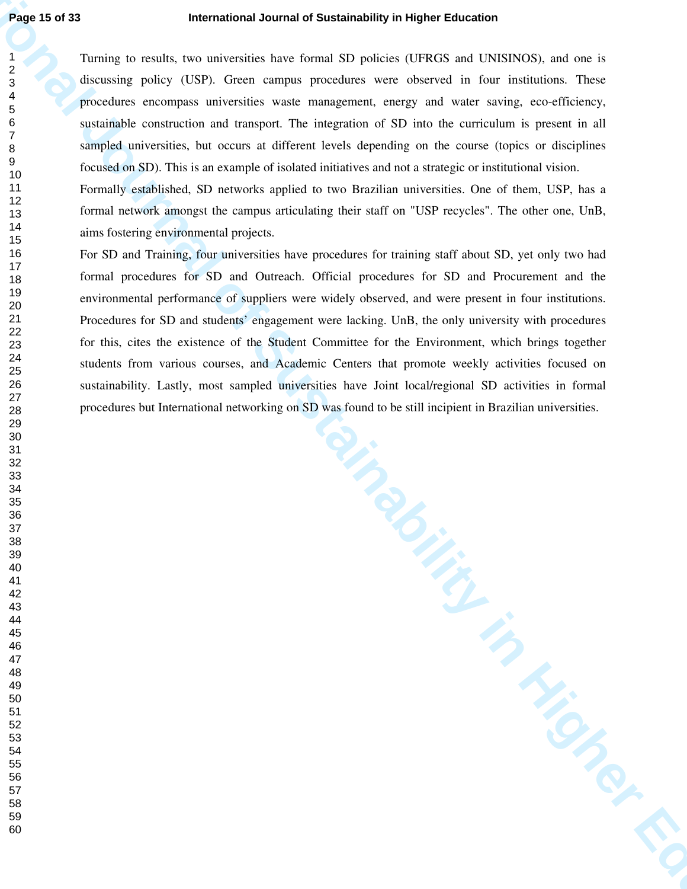Turning to results, two universities have formal SD policies (UFRGS and UNISINOS), and one is discussing policy (USP). Green campus procedures were observed in four institutions. These procedures encompass universities waste management, energy and water saving, eco-efficiency, sustainable construction and transport. The integration of SD into the curriculum is present in all sampled universities, but occurs at different levels depending on the course (topics or disciplines focused on SD). This is an example of isolated initiatives and not a strategic or institutional vision.

Formally established, SD networks applied to two Brazilian universities. One of them, USP, has a formal network amongst the campus articulating their staff on "USP recycles". The other one, UnB, aims fostering environmental projects.

For SD and Training, four universities have procedures for training staff about SD, yet only two had formal procedures for SD and Outreach. Official procedures for SD and Procurement and the environmental performance of suppliers were widely observed, and were present in four institutions. Procedures for SD and students' engagement were lacking. UnB, the only university with procedures for this, cites the existence of the Student Committee for the Environment, which brings together students from various courses, and Academic Centers that promote weekly activities focused on sustainability. Lastly, most sampled universities have Joint local/regional SD activities in formal procedures but International networking on SD was found to be still incipient in Brazilian universities.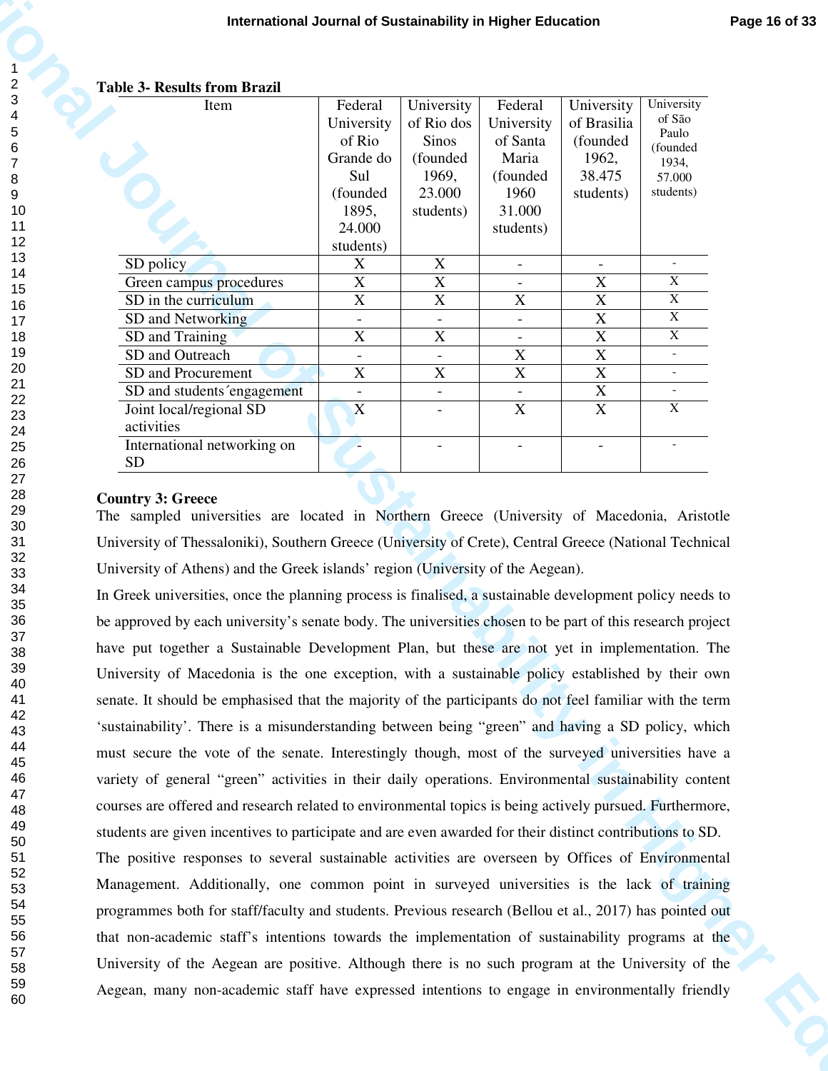**Table 3- Results from Brazil**

| Item | Federal University of Rio Grande do Sul (founded 1895, 24.000 students) | University of Rio dos Sinos (founded 1969, 23.000 students) | Federal University of Santa Maria (founded 1960 31.000 students) | University of Brasilia (founded 1962, 38.475 students) | University of São Paulo (founded 1934, 57.000 students) |
|---|---|---|---|---|---|
| SD policy | X | X | - | - | - |
| Green campus procedures | X | X | - | X | X |
| SD in the curriculum | X | X | X | X | X |
| SD and Networking | - | - | - | X | X |
| SD and Training | X | X | - | X | X |
| SD and Outreach | - | - | X | X | - |
| SD and Procurement | X | X | X | X | - |
| SD and students´engagement | - | - | - | X | - |
| Joint local/regional SD activities | X | - | X | X | X |
| International networking on SD | - | - | - | - | - |

**Country 3: Greece**

The sampled universities are located in Northern Greece (University of Macedonia, Aristotle University of Thessaloniki), Southern Greece (University of Crete), Central Greece (National Technical University of Athens) and the Greek islands' region (University of the Aegean).

In Greek universities, once the planning process is finalised, a sustainable development policy needs to be approved by each university's senate body. The universities chosen to be part of this research project have put together a Sustainable Development Plan, but these are not yet in implementation. The University of Macedonia is the one exception, with a sustainable policy established by their own senate. It should be emphasised that the majority of the participants do not feel familiar with the term 'sustainability'. There is a misunderstanding between being "green" and having a SD policy, which must secure the vote of the senate. Interestingly though, most of the surveyed universities have a variety of general "green" activities in their daily operations. Environmental sustainability content courses are offered and research related to environmental topics is being actively pursued. Furthermore, students are given incentives to participate and are even awarded for their distinct contributions to SD.

The positive responses to several sustainable activities are overseen by Offices of Environmental Management. Additionally, one common point in surveyed universities is the lack of training programmes both for staff/faculty and students. Previous research (Bellou et al., 2017) has pointed out that non-academic staff's intentions towards the implementation of sustainability programs at the University of the Aegean are positive. Although there is no such program at the University of the Aegean, many non-academic staff have expressed intentions to engage in environmentally friendly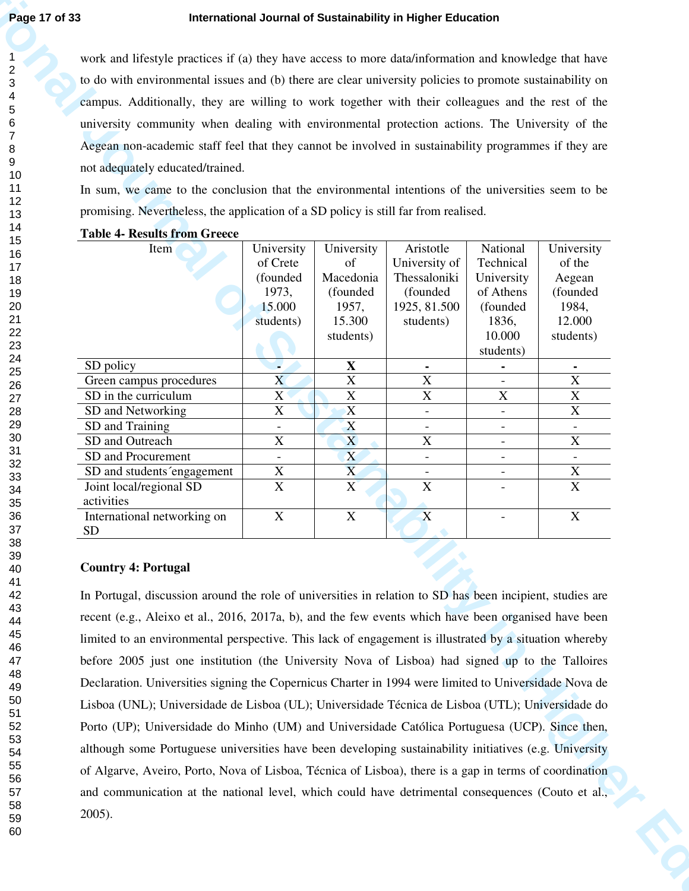work and lifestyle practices if (a) they have access to more data/information and knowledge that have to do with environmental issues and (b) there are clear university policies to promote sustainability on campus. Additionally, they are willing to work together with their colleagues and the rest of the university community when dealing with environmental protection actions. The University of the Aegean non-academic staff feel that they cannot be involved in sustainability programmes if they are not adequately educated/trained.

In sum, we came to the conclusion that the environmental intentions of the universities seem to be promising. Nevertheless, the application of a SD policy is still far from realised.

**Table 4- Results from Greece**

| Item | University of Crete (founded 1973, 15.000 students) | University of Macedonia (founded 1957, 15.300 students) | Aristotle University of Thessaloniki (founded 1925, 81.500 students) | National Technical University of Athens (founded 1836, 10.000 students) | University of the Aegean (founded 1984, 12.000 students) |
|---|---|---|---|---|---|
| SD policy | - | X | - | - | - |
| Green campus procedures | X | X | X | - | X |
| SD in the curriculum | X | X | X | X | X |
| SD and Networking | X | X | - | - | X |
| SD and Training | - | X | - | - | - |
| SD and Outreach | X | X | X | - | X |
| SD and Procurement | - | X | - | - | - |
| SD and students´engagement | X | X | - | - | X |
| Joint local/regional SD activities | X | X | X | - | X |
| International networking on SD | X | X | X | - | X |

**Country 4: Portugal**

In Portugal, discussion around the role of universities in relation to SD has been incipient, studies are recent (e.g., Aleixo et al., 2016, 2017a, b), and the few events which have been organised have been limited to an environmental perspective. This lack of engagement is illustrated by a situation whereby before 2005 just one institution (the University Nova of Lisboa) had signed up to the Talloires Declaration. Universities signing the Copernicus Charter in 1994 were limited to Universidade Nova de Lisboa (UNL); Universidade de Lisboa (UL); Universidade Técnica de Lisboa (UTL); Universidade do Porto (UP); Universidade do Minho (UM) and Universidade Católica Portuguesa (UCP). Since then, although some Portuguese universities have been developing sustainability initiatives (e.g. University of Algarve, Aveiro, Porto, Nova of Lisboa, Técnica of Lisboa), there is a gap in terms of coordination and communication at the national level, which could have detrimental consequences (Couto et al., 2005).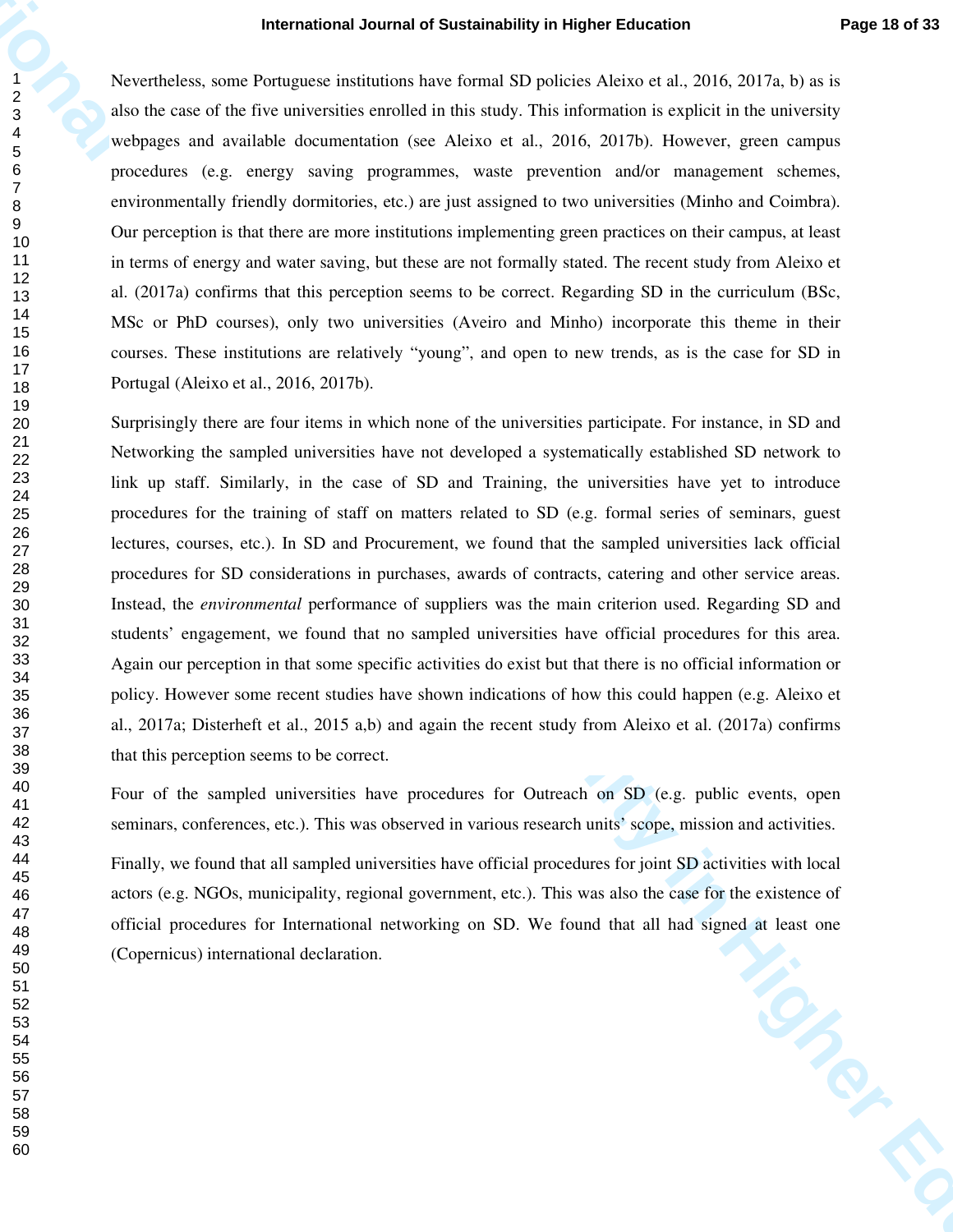Nevertheless, some Portuguese institutions have formal SD policies Aleixo et al., 2016, 2017a, b) as is also the case of the five universities enrolled in this study. This information is explicit in the university webpages and available documentation (see Aleixo et al., 2016, 2017b). However, green campus procedures (e.g. energy saving programmes, waste prevention and/or management schemes, environmentally friendly dormitories, etc.) are just assigned to two universities (Minho and Coimbra). Our perception is that there are more institutions implementing green practices on their campus, at least in terms of energy and water saving, but these are not formally stated. The recent study from Aleixo et al. (2017a) confirms that this perception seems to be correct. Regarding SD in the curriculum (BSc, MSc or PhD courses), only two universities (Aveiro and Minho) incorporate this theme in their courses. These institutions are relatively "young", and open to new trends, as is the case for SD in Portugal (Aleixo et al., 2016, 2017b).

Surprisingly there are four items in which none of the universities participate. For instance, in SD and Networking the sampled universities have not developed a systematically established SD network to link up staff. Similarly, in the case of SD and Training, the universities have yet to introduce procedures for the training of staff on matters related to SD (e.g. formal series of seminars, guest lectures, courses, etc.). In SD and Procurement, we found that the sampled universities lack official procedures for SD considerations in purchases, awards of contracts, catering and other service areas. Instead, the *environmental* performance of suppliers was the main criterion used. Regarding SD and students' engagement, we found that no sampled universities have official procedures for this area. Again our perception in that some specific activities do exist but that there is no official information or policy. However some recent studies have shown indications of how this could happen (e.g. Aleixo et al., 2017a; Disterheft et al., 2015 a,b) and again the recent study from Aleixo et al. (2017a) confirms that this perception seems to be correct.

Four of the sampled universities have procedures for Outreach on SD (e.g. public events, open seminars, conferences, etc.). This was observed in various research units' scope, mission and activities.

Finally, we found that all sampled universities have official procedures for joint SD activities with local actors (e.g. NGOs, municipality, regional government, etc.). This was also the case for the existence of official procedures for International networking on SD. We found that all had signed at least one (Copernicus) international declaration.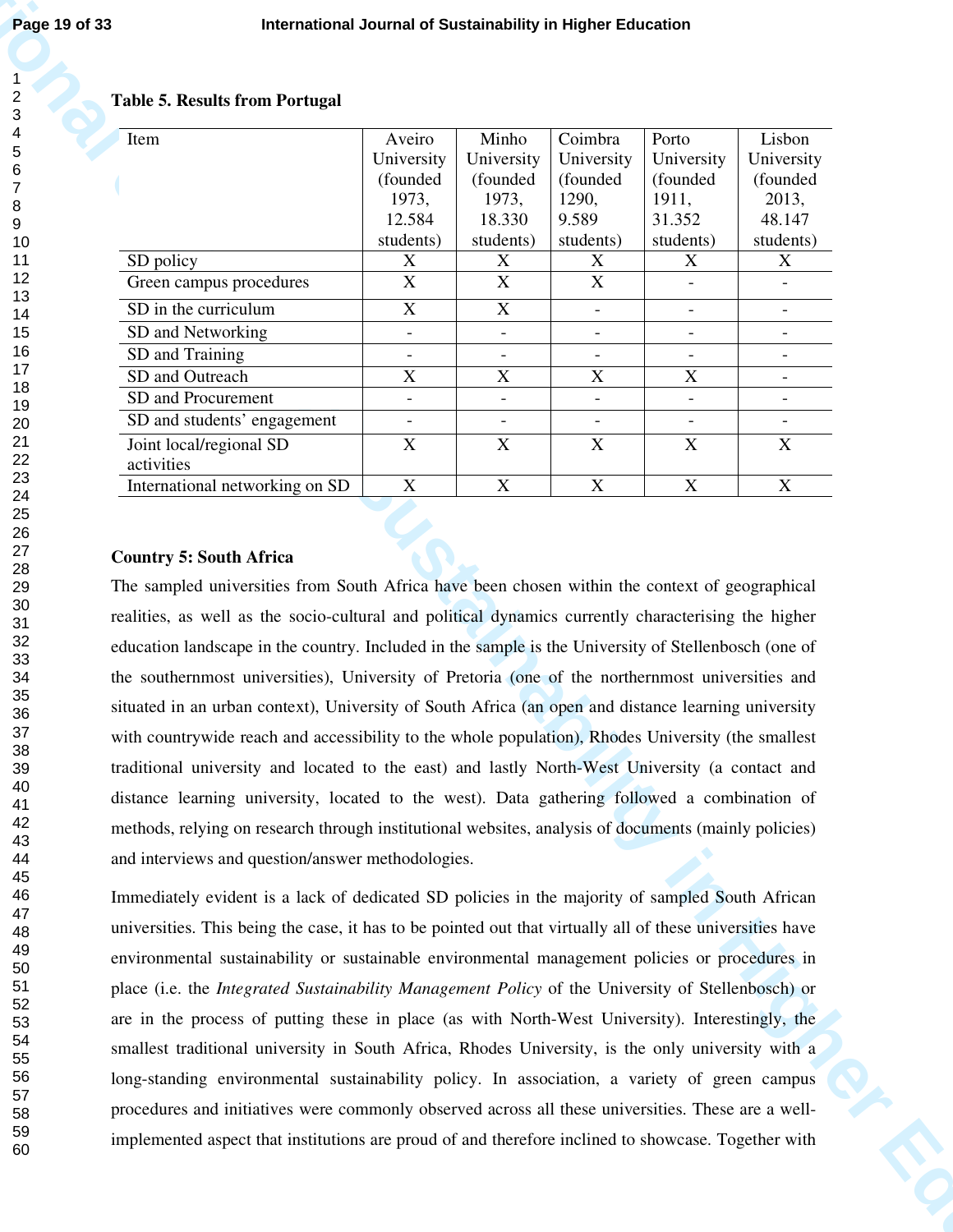**Table 5. Results from Portugal**

| Item | Aveiro University (founded 1973, 12.584 students) | Minho University (founded 1973, 18.330 students) | Coimbra University (founded 1290, 9.589 students) | Porto University (founded 1911, 31.352 students) | Lisbon University (founded 2013, 48.147 students) |
|---|---|---|---|---|---|
| SD policy | X | X | X | X | X |
| Green campus procedures | X | X | X | - | - |
| SD in the curriculum | X | X | - | - | - |
| SD and Networking | - | - | - | - | - |
| SD and Training | - | - | - | - | - |
| SD and Outreach | X | X | X | X | - |
| SD and Procurement | - | - | - | - | - |
| SD and students' engagement | - | - | - | - | - |
| Joint local/regional SD activities | X | X | X | X | X |
| International networking on SD | X | X | X | X | X |

**Country 5: South Africa**

The sampled universities from South Africa have been chosen within the context of geographical realities, as well as the socio-cultural and political dynamics currently characterising the higher education landscape in the country. Included in the sample is the University of Stellenbosch (one of the southernmost universities), University of Pretoria (one of the northernmost universities and situated in an urban context), University of South Africa (an open and distance learning university with countrywide reach and accessibility to the whole population), Rhodes University (the smallest traditional university and located to the east) and lastly North-West University (a contact and distance learning university, located to the west). Data gathering followed a combination of methods, relying on research through institutional websites, analysis of documents (mainly policies) and interviews and question/answer methodologies.

Immediately evident is a lack of dedicated SD policies in the majority of sampled South African universities. This being the case, it has to be pointed out that virtually all of these universities have environmental sustainability or sustainable environmental management policies or procedures in place (i.e. the *Integrated Sustainability Management Policy* of the University of Stellenbosch) or are in the process of putting these in place (as with North-West University). Interestingly, the smallest traditional university in South Africa, Rhodes University, is the only university with a long-standing environmental sustainability policy. In association, a variety of green campus procedures and initiatives were commonly observed across all these universities. These are a well-implemented aspect that institutions are proud of and therefore inclined to showcase. Together with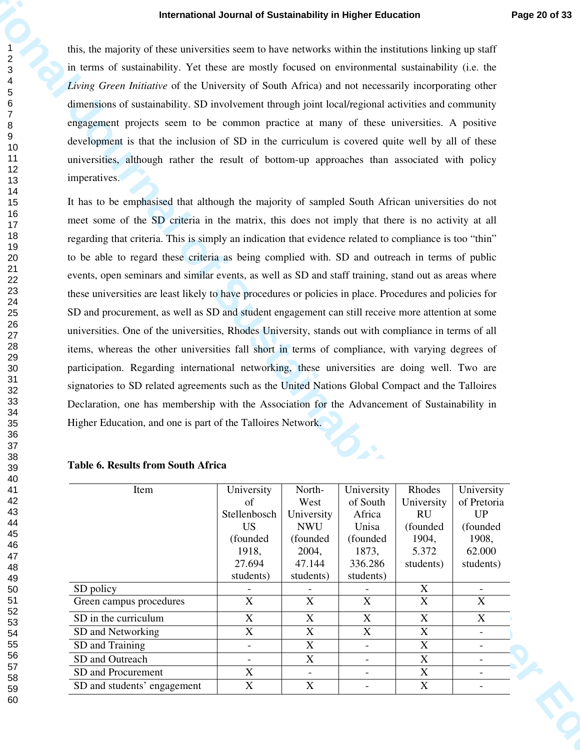this, the majority of these universities seem to have networks within the institutions linking up staff in terms of sustainability. Yet these are mostly focused on environmental sustainability (i.e. the *Living Green Initiative* of the University of South Africa) and not necessarily incorporating other dimensions of sustainability. SD involvement through joint local/regional activities and community engagement projects seem to be common practice at many of these universities. A positive development is that the inclusion of SD in the curriculum is covered quite well by all of these universities, although rather the result of bottom-up approaches than associated with policy imperatives.

It has to be emphasised that although the majority of sampled South African universities do not meet some of the SD criteria in the matrix, this does not imply that there is no activity at all regarding that criteria. This is simply an indication that evidence related to compliance is too "thin" to be able to regard these criteria as being complied with. SD and outreach in terms of public events, open seminars and similar events, as well as SD and staff training, stand out as areas where these universities are least likely to have procedures or policies in place. Procedures and policies for SD and procurement, as well as SD and student engagement can still receive more attention at some universities. One of the universities, Rhodes University, stands out with compliance in terms of all items, whereas the other universities fall short in terms of compliance, with varying degrees of participation. Regarding international networking, these universities are doing well. Two are signatories to SD related agreements such as the United Nations Global Compact and the Talloires Declaration, one has membership with the Association for the Advancement of Sustainability in Higher Education, and one is part of the Talloires Network.

**Table 6. Results from South Africa**

| Item | University of Stellenbosch US (founded 1918, 27.694 students) | North-West University NWU (founded 2004, 47.144 students) | University of South Africa Unisa (founded 1873, 336.286 students) | Rhodes University RU (founded 1904, 5.372 students) | University of Pretoria UP (founded 1908, 62.000 students) |
|---|---|---|---|---|---|
| SD policy | - | - | - | X | - |
| Green campus procedures | X | X | X | X | X |
| SD in the curriculum | X | X | X | X | X |
| SD and Networking | X | X | X | X | - |
| SD and Training | - | X | - | X | - |
| SD and Outreach | - | X | - | X | - |
| SD and Procurement | X | - | - | X | - |
| SD and students' engagement | X | X | - | X | - |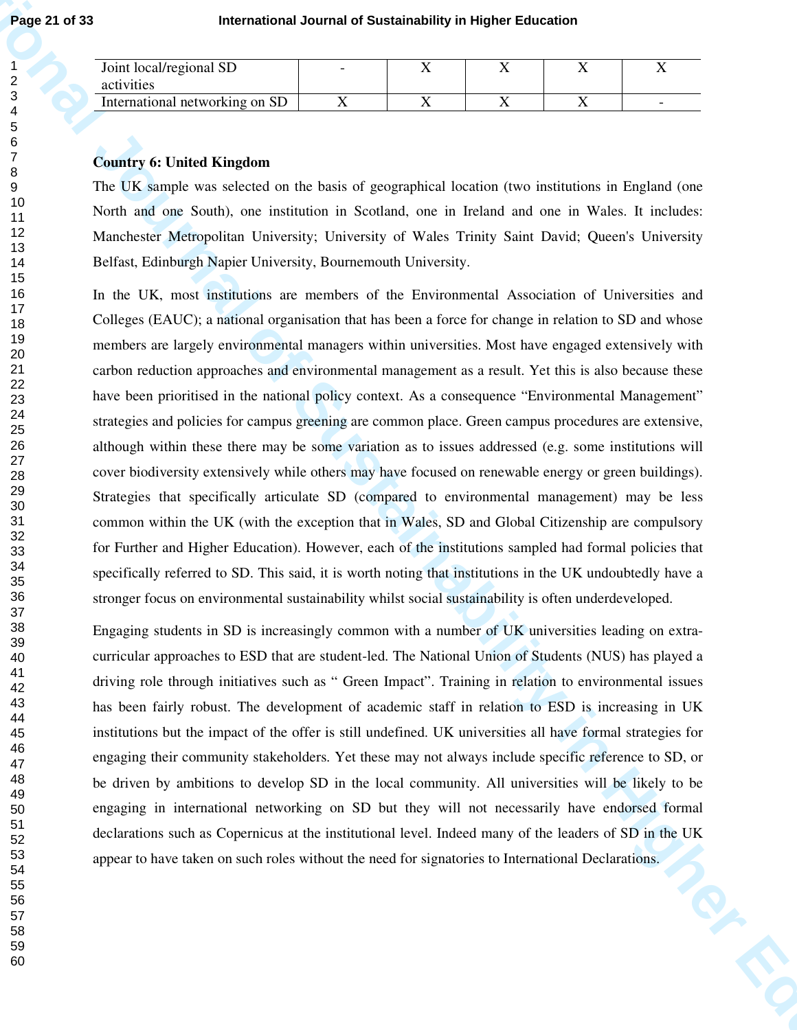| Joint local/regional SD activities | - | X | X | X | X |
|---|---|---|---|---|---|
| International networking on SD | X | X | X | X | - |

**Country 6: United Kingdom**

The UK sample was selected on the basis of geographical location (two institutions in England (one North and one South), one institution in Scotland, one in Ireland and one in Wales. It includes: Manchester Metropolitan University; University of Wales Trinity Saint David; Queen's University Belfast, Edinburgh Napier University, Bournemouth University.

In the UK, most institutions are members of the Environmental Association of Universities and Colleges (EAUC); a national organisation that has been a force for change in relation to SD and whose members are largely environmental managers within universities. Most have engaged extensively with carbon reduction approaches and environmental management as a result. Yet this is also because these have been prioritised in the national policy context. As a consequence "Environmental Management" strategies and policies for campus greening are common place. Green campus procedures are extensive, although within these there may be some variation as to issues addressed (e.g. some institutions will cover biodiversity extensively while others may have focused on renewable energy or green buildings). Strategies that specifically articulate SD (compared to environmental management) may be less common within the UK (with the exception that in Wales, SD and Global Citizenship are compulsory for Further and Higher Education). However, each of the institutions sampled had formal policies that specifically referred to SD. This said, it is worth noting that institutions in the UK undoubtedly have a stronger focus on environmental sustainability whilst social sustainability is often underdeveloped.

Engaging students in SD is increasingly common with a number of UK universities leading on extra-curricular approaches to ESD that are student-led. The National Union of Students (NUS) has played a driving role through initiatives such as " Green Impact". Training in relation to environmental issues has been fairly robust. The development of academic staff in relation to ESD is increasing in UK institutions but the impact of the offer is still undefined. UK universities all have formal strategies for engaging their community stakeholders. Yet these may not always include specific reference to SD, or be driven by ambitions to develop SD in the local community. All universities will be likely to be engaging in international networking on SD but they will not necessarily have endorsed formal declarations such as Copernicus at the institutional level. Indeed many of the leaders of SD in the UK appear to have taken on such roles without the need for signatories to International Declarations.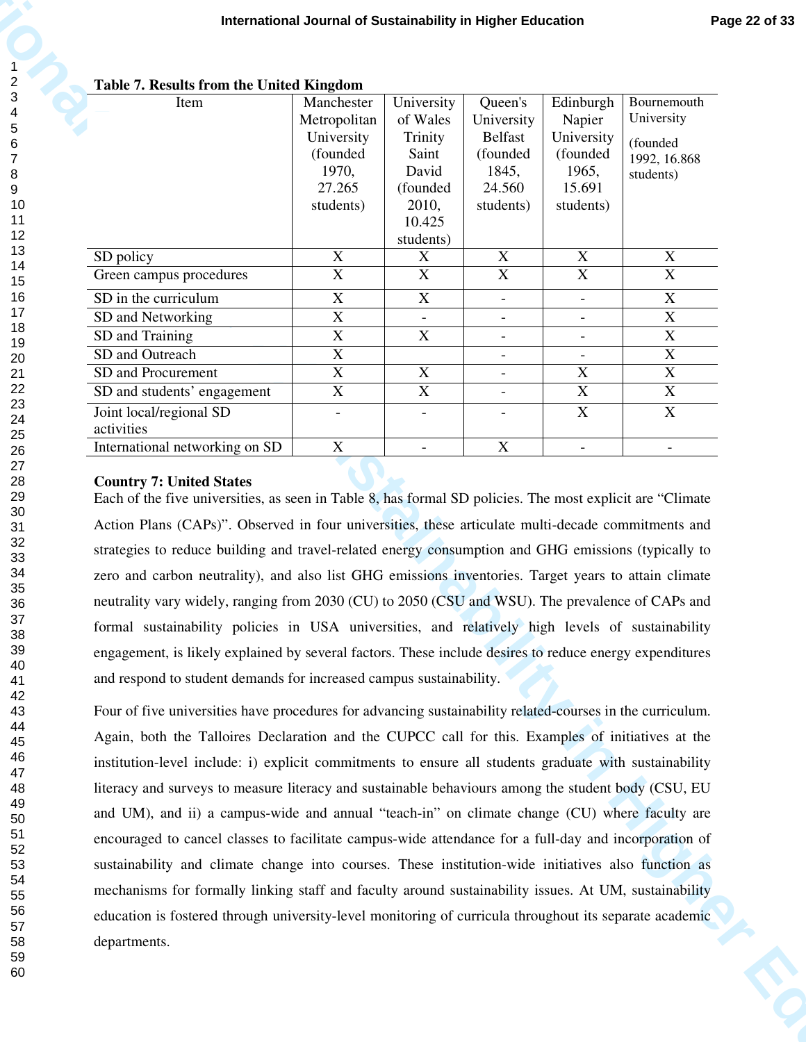**Table 7. Results from the United Kingdom**

| Item | Manchester Metropolitan University (founded 1970, 27.265 students) | University of Wales Trinity Saint David (founded 2010, 10.425 students) | Queen's University Belfast (founded 1845, 24.560 students) | Edinburgh Napier University (founded 1965, 15.691 students) | Bournemouth University (founded 1992, 16.868 students) |
|---|---|---|---|---|---|
| SD policy | X | X | X | X | X |
| Green campus procedures | X | X | X | X | X |
| SD in the curriculum | X | X | - | - | X |
| SD and Networking | X | - | - | - | X |
| SD and Training | X | X | - | - | X |
| SD and Outreach | X | | - | - | X |
| SD and Procurement | X | X | - | X | X |
| SD and students' engagement | X | X | - | X | X |
| Joint local/regional SD activities | - | - | - | X | X |
| International networking on SD | X | - | X | - | - |

**Country 7: United States**

Each of the five universities, as seen in Table 8, has formal SD policies. The most explicit are "Climate Action Plans (CAPs)". Observed in four universities, these articulate multi-decade commitments and strategies to reduce building and travel-related energy consumption and GHG emissions (typically to zero and carbon neutrality), and also list GHG emissions inventories. Target years to attain climate neutrality vary widely, ranging from 2030 (CU) to 2050 (CSU and WSU). The prevalence of CAPs and formal sustainability policies in USA universities, and relatively high levels of sustainability engagement, is likely explained by several factors. These include desires to reduce energy expenditures and respond to student demands for increased campus sustainability.

Four of five universities have procedures for advancing sustainability related-courses in the curriculum. Again, both the Talloires Declaration and the CUPCC call for this. Examples of initiatives at the institution-level include: i) explicit commitments to ensure all students graduate with sustainability literacy and surveys to measure literacy and sustainable behaviours among the student body (CSU, EU and UM), and ii) a campus-wide and annual "teach-in" on climate change (CU) where faculty are encouraged to cancel classes to facilitate campus-wide attendance for a full-day and incorporation of sustainability and climate change into courses. These institution-wide initiatives also function as mechanisms for formally linking staff and faculty around sustainability issues. At UM, sustainability education is fostered through university-level monitoring of curricula throughout its separate academic departments.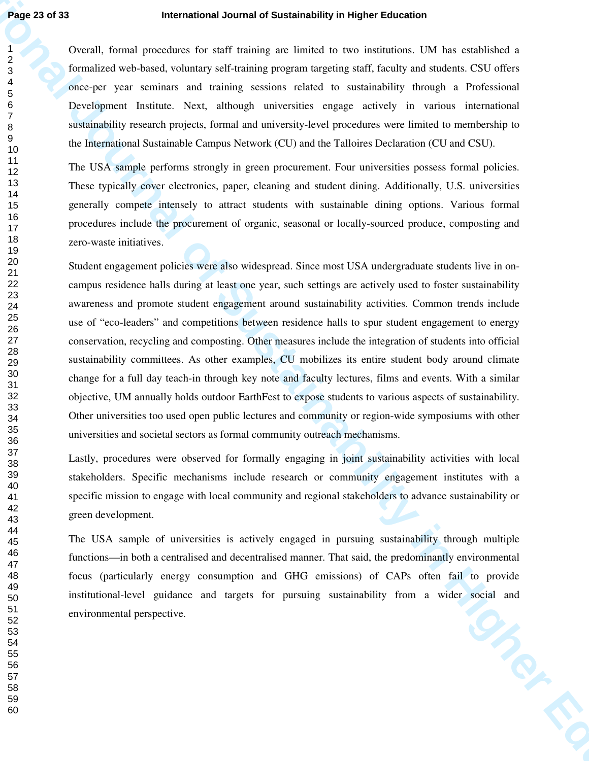Overall, formal procedures for staff training are limited to two institutions. UM has established a formalized web-based, voluntary self-training program targeting staff, faculty and students. CSU offers once-per year seminars and training sessions related to sustainability through a Professional Development Institute. Next, although universities engage actively in various international sustainability research projects, formal and university-level procedures were limited to membership to the International Sustainable Campus Network (CU) and the Talloires Declaration (CU and CSU).

The USA sample performs strongly in green procurement. Four universities possess formal policies. These typically cover electronics, paper, cleaning and student dining. Additionally, U.S. universities generally compete intensely to attract students with sustainable dining options. Various formal procedures include the procurement of organic, seasonal or locally-sourced produce, composting and zero-waste initiatives.

Student engagement policies were also widespread. Since most USA undergraduate students live in on-campus residence halls during at least one year, such settings are actively used to foster sustainability awareness and promote student engagement around sustainability activities. Common trends include use of "eco-leaders" and competitions between residence halls to spur student engagement to energy conservation, recycling and composting. Other measures include the integration of students into official sustainability committees. As other examples, CU mobilizes its entire student body around climate change for a full day teach-in through key note and faculty lectures, films and events. With a similar objective, UM annually holds outdoor EarthFest to expose students to various aspects of sustainability. Other universities too used open public lectures and community or region-wide symposiums with other universities and societal sectors as formal community outreach mechanisms.

Lastly, procedures were observed for formally engaging in joint sustainability activities with local stakeholders. Specific mechanisms include research or community engagement institutes with a specific mission to engage with local community and regional stakeholders to advance sustainability or green development.

The USA sample of universities is actively engaged in pursuing sustainability through multiple functions—in both a centralised and decentralised manner. That said, the predominantly environmental focus (particularly energy consumption and GHG emissions) of CAPs often fail to provide institutional-level guidance and targets for pursuing sustainability from a wider social and environmental perspective.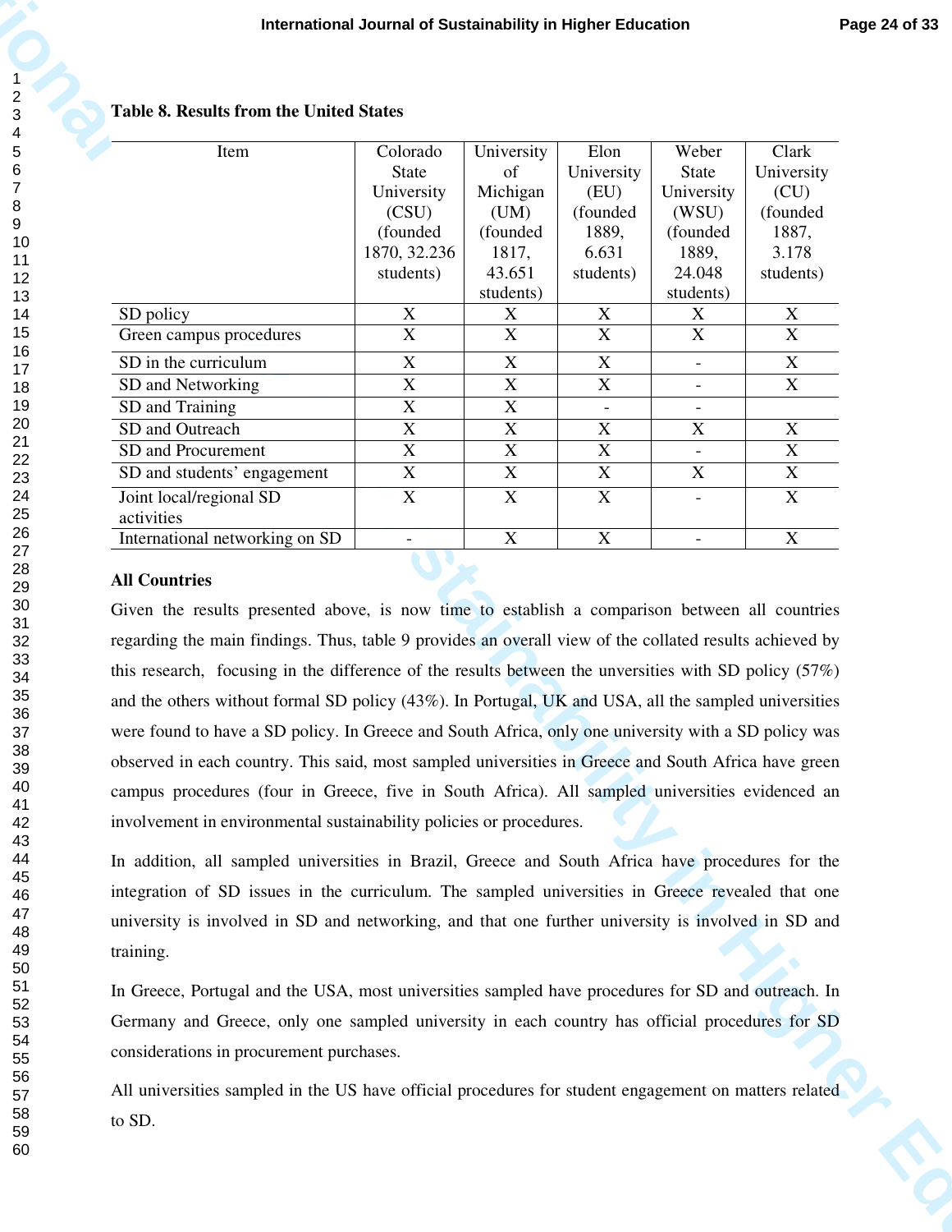**Table 8. Results from the United States**

| Item | Colorado State University (CSU) (founded 1870, 32.236 students) | University of Michigan (UM) (founded 1817, 43.651 students) | Elon University (EU) (founded 1889, 6.631 students) | Weber State University (WSU) (founded 1889, 24.048 students) | Clark University (CU) (founded 1887, 3.178 students) |
|---|---|---|---|---|---|
| SD policy | X | X | X | X | X |
| Green campus procedures | X | X | X | X | X |
| SD in the curriculum | X | X | X | - | X |
| SD and Networking | X | X | X | - | X |
| SD and Training | X | X | - | - | |
| SD and Outreach | X | X | X | X | X |
| SD and Procurement | X | X | X | - | X |
| SD and students' engagement | X | X | X | X | X |
| Joint local/regional SD activities | X | X | X | - | X |
| International networking on SD | - | X | X | - | X |

**All Countries**

Given the results presented above, is now time to establish a comparison between all countries regarding the main findings. Thus, table 9 provides an overall view of the collated results achieved by this research, focusing in the difference of the results between the unversities with SD policy (57%) and the others without formal SD policy (43%). In Portugal, UK and USA, all the sampled universities were found to have a SD policy. In Greece and South Africa, only one university with a SD policy was observed in each country. This said, most sampled universities in Greece and South Africa have green campus procedures (four in Greece, five in South Africa). All sampled universities evidenced an involvement in environmental sustainability policies or procedures.

In addition, all sampled universities in Brazil, Greece and South Africa have procedures for the integration of SD issues in the curriculum. The sampled universities in Greece revealed that one university is involved in SD and networking, and that one further university is involved in SD and training.

In Greece, Portugal and the USA, most universities sampled have procedures for SD and outreach. In Germany and Greece, only one sampled university in each country has official procedures for SD considerations in procurement purchases.

All universities sampled in the US have official procedures for student engagement on matters related to SD.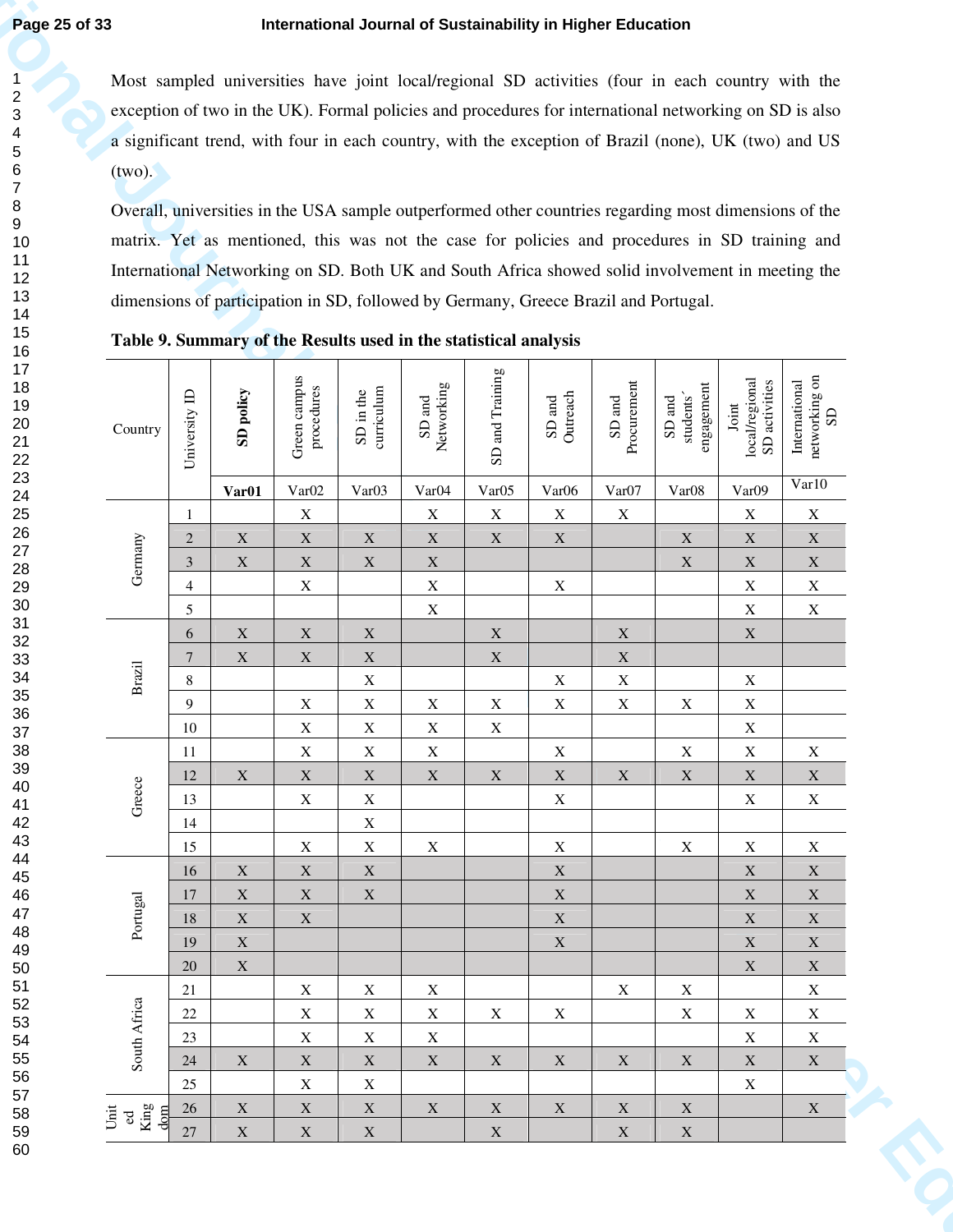Most sampled universities have joint local/regional SD activities (four in each country with the exception of two in the UK). Formal policies and procedures for international networking on SD is also a significant trend, with four in each country, with the exception of Brazil (none), UK (two) and US (two).

Overall, universities in the USA sample outperformed other countries regarding most dimensions of the matrix. Yet as mentioned, this was not the case for policies and procedures in SD training and International Networking on SD. Both UK and South Africa showed solid involvement in meeting the dimensions of participation in SD, followed by Germany, Greece Brazil and Portugal.

**Table 9. Summary of the Results used in the statistical analysis**

| Country | University ID | **SD policy** | Green campus procedures | SD in the curriculum | SD and Networking | SD and Training | SD and Outreach | SD and Procurement | SD and students´ engagement | Joint local/regional SD activities | International networking on SD |
|---|---|---|---|---|---|---|---|---|---|---|---|
| | | **Var01** | Var02 | Var03 | Var04 | Var05 | Var06 | Var07 | Var08 | Var09 | Var10 |
| Germany | 1 | | X | | X | X | X | X | | X | X |
| | 2 | X | X | X | X | X | X | | X | X | X |
| | 3 | X | X | X | X | | | | X | X | X |
| | 4 | | X | | X | | X | | | X | X |
| | 5 | | | | X | | | | | X | X |
| Brazil | 6 | X | X | X | | X | | X | | X | |
| | 7 | X | X | X | | X | | X | | | |
| | 8 | | | X | | | X | X | | X | |
| | 9 | | X | X | X | X | X | X | X | X | |
| | 10 | | X | X | X | X | | | | X | |
| Greece | 11 | | X | X | X | | X | | X | X | X |
| | 12 | X | X | X | X | X | X | X | X | X | X |
| | 13 | | X | X | | | X | | | X | X |
| | 14 | | | X | | | | | | | |
| | 15 | | X | X | X | | X | | X | X | X |
| Portugal | 16 | X | X | X | | | X | | | X | X |
| | 17 | X | X | X | | | X | | | X | X |
| | 18 | X | X | | | | X | | | X | X |
| | 19 | X | | | | | X | | | X | X |
| | 20 | X | | | | | | | | X | X |
| South Africa | 21 | | X | X | X | | | X | X | | X |
| | 22 | | X | X | X | X | X | | X | X | X |
| | 23 | | X | X | X | | | | | X | X |
| | 24 | X | X | X | X | X | X | X | X | X | X |
| | 25 | | X | X | | | | | | X | |
| United Kingdom | 26 | X | X | X | X | X | X | X | X | | X |
| | 27 | X | X | X | | X | | X | X | | |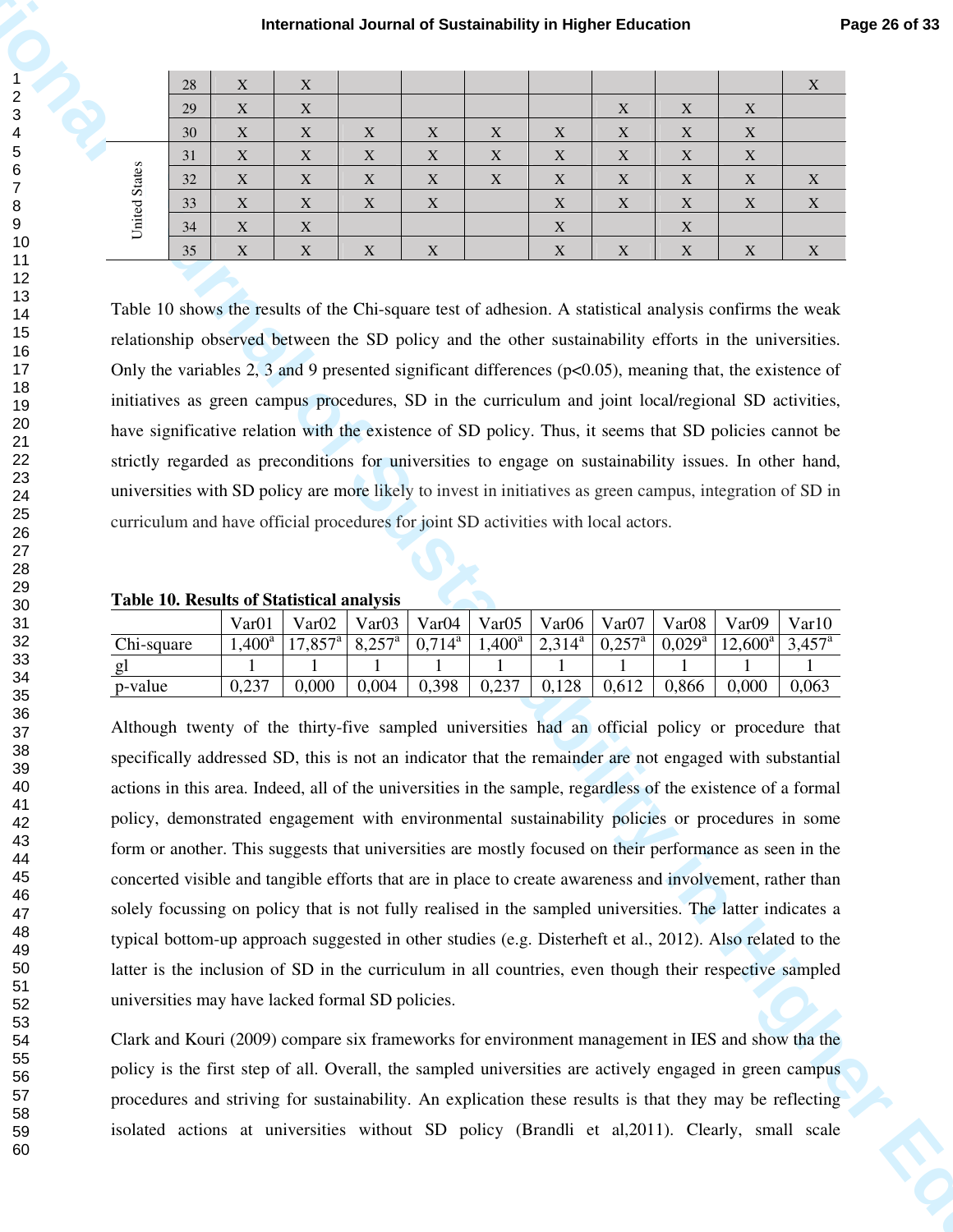| | | | | | | | | | | | |
|---|---|---|---|---|---|---|---|---|---|---|---|
| | 28 | X | X | | | | | | | | X |
| | 29 | X | X | | | | | X | X | X | |
| | 30 | X | X | X | X | X | X | X | X | X | |
| United States | 31 | X | X | X | X | X | X | X | X | X | |
| | 32 | X | X | X | X | X | X | X | X | X | X |
| | 33 | X | X | X | X | | X | X | X | X | X |
| | 34 | X | X | | | | X | | X | | |
| | 35 | X | X | X | X | | X | X | X | X | X |

Table 10 shows the results of the Chi-square test of adhesion. A statistical analysis confirms the weak relationship observed between the SD policy and the other sustainability efforts in the universities. Only the variables 2, 3 and 9 presented significant differences ($p<0.05$), meaning that, the existence of initiatives as green campus procedures, SD in the curriculum and joint local/regional SD activities, have significative relation with the existence of SD policy. Thus, it seems that SD policies cannot be strictly regarded as preconditions for universities to engage on sustainability issues. In other hand, universities with SD policy are more likely to invest in initiatives as green campus, integration of SD in curriculum and have official procedures for joint SD activities with local actors.

**Table 10. Results of Statistical analysis**

| | Var01 | Var02 | Var03 | Var04 | Var05 | Var06 | Var07 | Var08 | Var09 | Var10 |
|---|---|---|---|---|---|---|---|---|---|---|
| Chi-square | 1,400[a] | 17,857[a] | 8,257[a] | 0,714[a] | 1,400[a] | 2,314[a] | 0,257[a] | 0,029[a] | 12,600[a] | 3,457[a] |
| gl | 1 | 1 | 1 | 1 | 1 | 1 | 1 | 1 | 1 | 1 |
| p-value | 0,237 | 0,000 | 0,004 | 0,398 | 0,237 | 0,128 | 0,612 | 0,866 | 0,000 | 0,063 |

Although twenty of the thirty-five sampled universities had an official policy or procedure that specifically addressed SD, this is not an indicator that the remainder are not engaged with substantial actions in this area. Indeed, all of the universities in the sample, regardless of the existence of a formal policy, demonstrated engagement with environmental sustainability policies or procedures in some form or another. This suggests that universities are mostly focused on their performance as seen in the concerted visible and tangible efforts that are in place to create awareness and involvement, rather than solely focussing on policy that is not fully realised in the sampled universities. The latter indicates a typical bottom-up approach suggested in other studies (e.g. Disterheft et al., 2012). Also related to the latter is the inclusion of SD in the curriculum in all countries, even though their respective sampled universities may have lacked formal SD policies.

Clark and Kouri (2009) compare six frameworks for environment management in IES and show tha the policy is the first step of all. Overall, the sampled universities are actively engaged in green campus procedures and striving for sustainability. An explication these results is that they may be reflecting isolated actions at universities without SD policy (Brandli et al,2011). Clearly, small scale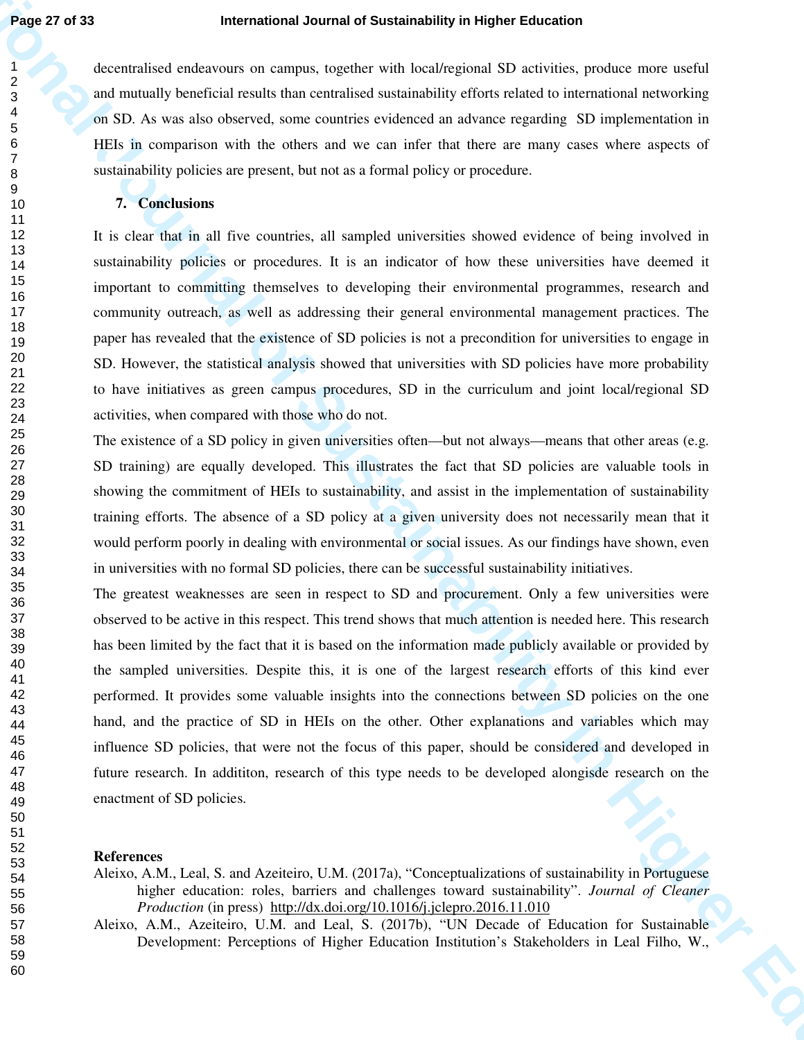decentralised endeavours on campus, together with local/regional SD activities, produce more useful and mutually beneficial results than centralised sustainability efforts related to international networking on SD. As was also observed, some countries evidenced an advance regarding SD implementation in HEIs in comparison with the others and we can infer that there are many cases where aspects of sustainability policies are present, but not as a formal policy or procedure.

## 7. Conclusions

It is clear that in all five countries, all sampled universities showed evidence of being involved in sustainability policies or procedures. It is an indicator of how these universities have deemed it important to committing themselves to developing their environmental programmes, research and community outreach, as well as addressing their general environmental management practices. The paper has revealed that the existence of SD policies is not a precondition for universities to engage in SD. However, the statistical analysis showed that universities with SD policies have more probability to have initiatives as green campus procedures, SD in the curriculum and joint local/regional SD activities, when compared with those who do not.

The existence of a SD policy in given universities often—but not always—means that other areas (e.g. SD training) are equally developed. This illustrates the fact that SD policies are valuable tools in showing the commitment of HEIs to sustainability, and assist in the implementation of sustainability training efforts. The absence of a SD policy at a given university does not necessarily mean that it would perform poorly in dealing with environmental or social issues. As our findings have shown, even in universities with no formal SD policies, there can be successful sustainability initiatives.

The greatest weaknesses are seen in respect to SD and procurement. Only a few universities were observed to be active in this respect. This trend shows that much attention is needed here. This research has been limited by the fact that it is based on the information made publicly available or provided by the sampled universities. Despite this, it is one of the largest research efforts of this kind ever performed. It provides some valuable insights into the connections between SD policies on the one hand, and the practice of SD in HEIs on the other. Other explanations and variables which may influence SD policies, that were not the focus of this paper, should be considered and developed in future research. In addititon, research of this type needs to be developed alongisde research on the enactment of SD policies.

## References

Aleixo, A.M., Leal, S. and Azeiteiro, U.M. (2017a), "Conceptualizations of sustainability in Portuguese higher education: roles, barriers and challenges toward sustainability". *Journal of Cleaner Production* (in press) http://dx.doi.org/10.1016/j.jclepro.2016.11.010

Aleixo, A.M., Azeiteiro, U.M. and Leal, S. (2017b), "UN Decade of Education for Sustainable Development: Perceptions of Higher Education Institution's Stakeholders in Leal Filho, W.,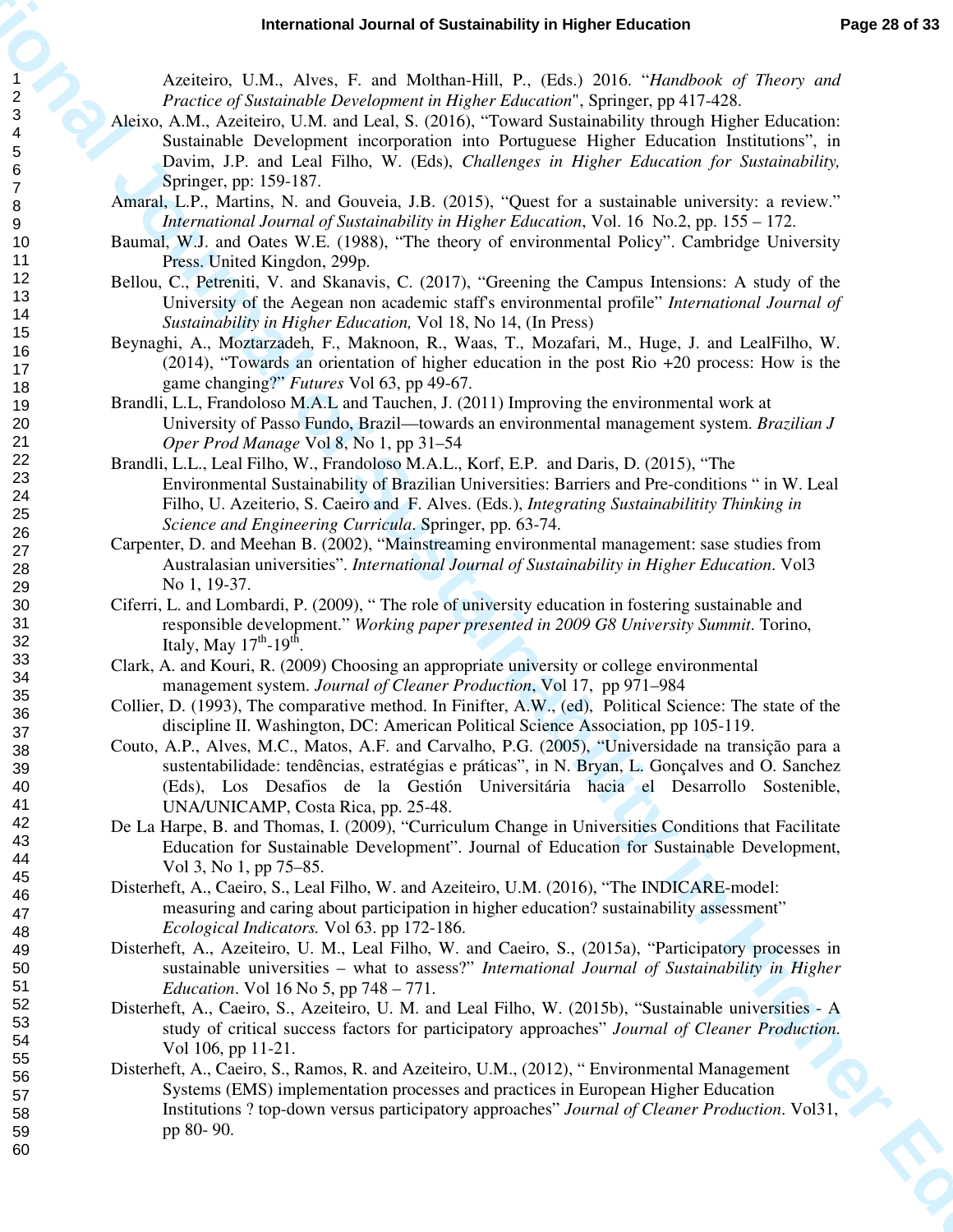Azeiteiro, U.M., Alves, F. and Molthan-Hill, P., (Eds.) 2016. "*Handbook of Theory and Practice of Sustainable Development in Higher Education*", Springer, pp 417-428.

Aleixo, A.M., Azeiteiro, U.M. and Leal, S. (2016), "Toward Sustainability through Higher Education: Sustainable Development incorporation into Portuguese Higher Education Institutions", in Davim, J.P. and Leal Filho, W. (Eds), *Challenges in Higher Education for Sustainability,* Springer, pp: 159-187.

Amaral, L.P., Martins, N. and Gouveia, J.B. (2015), "Quest for a sustainable university: a review." *International Journal of Sustainability in Higher Education*, Vol. 16 No.2, pp. 155 – 172.

Baumal, W.J. and Oates W.E. (1988), "The theory of environmental Policy". Cambridge University Press. United Kingdon, 299p.

Bellou, C., Petreniti, V. and Skanavis, C. (2017), "Greening the Campus Intensions: A study of the University of the Aegean non academic staff's environmental profile" *International Journal of Sustainability in Higher Education,* Vol 18, No 14, (In Press)

Beynaghi, A., Moztarzadeh, F., Maknoon, R., Waas, T., Mozafari, M., Huge, J. and LealFilho, W. (2014), "Towards an orientation of higher education in the post Rio +20 process: How is the game changing?" *Futures* Vol 63, pp 49-67.

Brandli, L.L, Frandoloso M.A.L and Tauchen, J. (2011) Improving the environmental work at University of Passo Fundo, Brazil—towards an environmental management system. *Brazilian J Oper Prod Manage* Vol 8, No 1, pp 31–54

Brandli, L.L., Leal Filho, W., Frandoloso M.A.L., Korf, E.P. and Daris, D. (2015), "The Environmental Sustainability of Brazilian Universities: Barriers and Pre-conditions " in W. Leal Filho, U. Azeiterio, S. Caeiro and F. Alves. (Eds.), *Integrating Sustainabilitity Thinking in Science and Engineering Curricula*. Springer, pp. 63-74.

Carpenter, D. and Meehan B. (2002), "Mainstreaming environmental management: sase studies from Australasian universities". *International Journal of Sustainability in Higher Education*. Vol3 No 1, 19-37.

Ciferri, L. and Lombardi, P. (2009), " The role of university education in fostering sustainable and responsible development." *Working paper presented in 2009 G8 University Summit*. Torino, Italy, May 17th-19th.

Clark, A. and Kouri, R. (2009) Choosing an appropriate university or college environmental management system. *Journal of Cleaner Production*, Vol 17, pp 971–984

Collier, D. (1993), The comparative method. In Finifter, A.W., (ed), Political Science: The state of the discipline II. Washington, DC: American Political Science Association, pp 105-119.

Couto, A.P., Alves, M.C., Matos, A.F. and Carvalho, P.G. (2005), "Universidade na transição para a sustentabilidade: tendências, estratégias e práticas", in N. Bryan, L. Gonçalves and O. Sanchez (Eds), Los Desafios de la Gestión Universitária hacia el Desarrollo Sostenible, UNA/UNICAMP, Costa Rica, pp. 25-48.

De La Harpe, B. and Thomas, I. (2009), "Curriculum Change in Universities Conditions that Facilitate Education for Sustainable Development". Journal of Education for Sustainable Development, Vol 3, No 1, pp 75–85.

Disterheft, A., Caeiro, S., Leal Filho, W. and Azeiteiro, U.M. (2016), "The INDICARE-model: measuring and caring about participation in higher education? sustainability assessment" *Ecological Indicators.* Vol 63. pp 172-186.

Disterheft, A., Azeiteiro, U. M., Leal Filho, W. and Caeiro, S., (2015a), "Participatory processes in sustainable universities – what to assess?" *International Journal of Sustainability in Higher Education*. Vol 16 No 5, pp 748 – 771.

Disterheft, A., Caeiro, S., Azeiteiro, U. M. and Leal Filho, W. (2015b), "Sustainable universities - A study of critical success factors for participatory approaches" *Journal of Cleaner Production.* Vol 106, pp 11-21.

Disterheft, A., Caeiro, S., Ramos, R. and Azeiteiro, U.M., (2012), " Environmental Management Systems (EMS) implementation processes and practices in European Higher Education Institutions ? top-down versus participatory approaches" *Journal of Cleaner Production*. Vol31, pp 80- 90.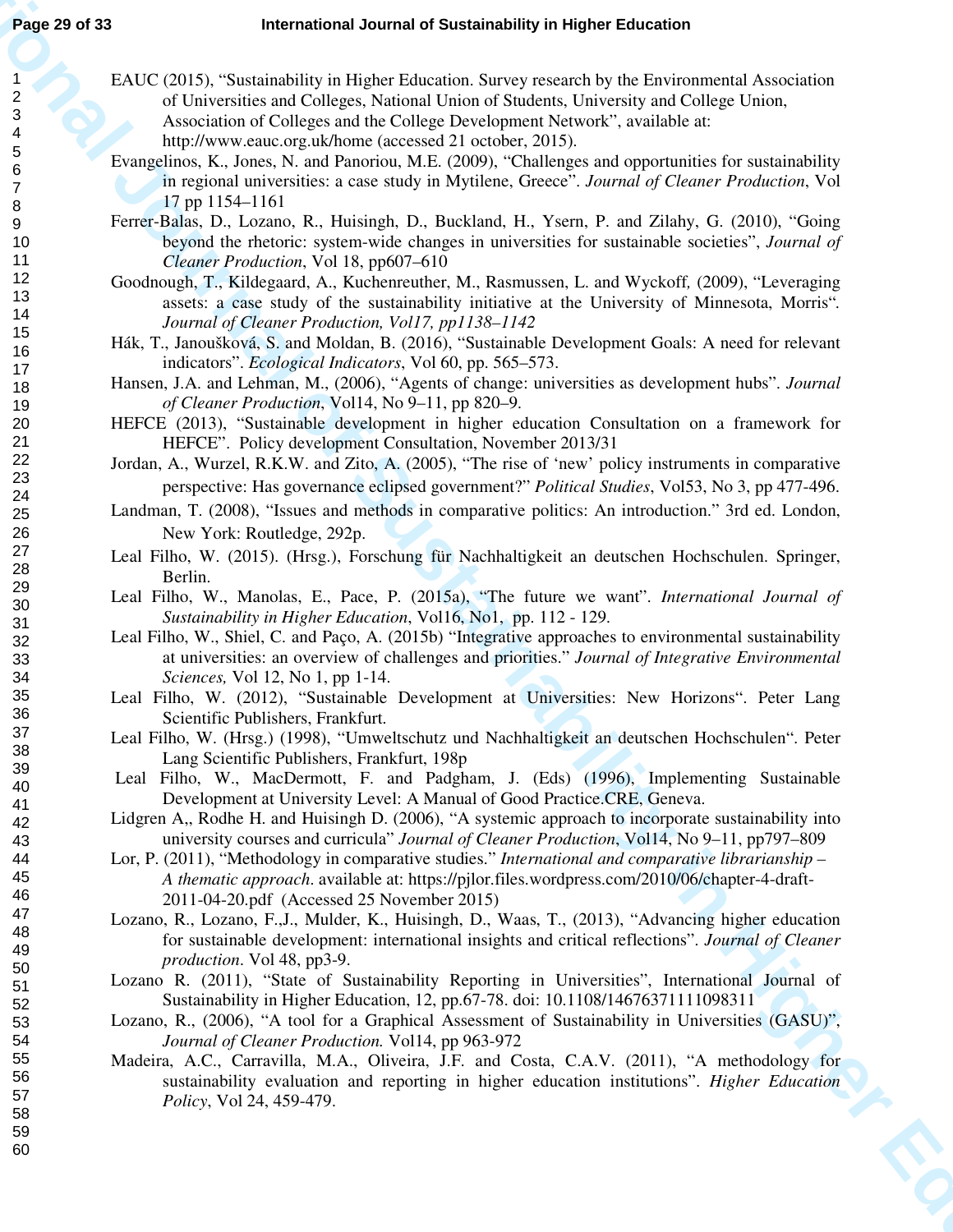EAUC (2015), "Sustainability in Higher Education. Survey research by the Environmental Association of Universities and Colleges, National Union of Students, University and College Union, Association of Colleges and the College Development Network", available at: http://www.eauc.org.uk/home (accessed 21 october, 2015).

Evangelinos, K., Jones, N. and Panoriou, M.E. (2009), "Challenges and opportunities for sustainability in regional universities: a case study in Mytilene, Greece". *Journal of Cleaner Production*, Vol 17 pp 1154–1161

Ferrer-Balas, D., Lozano, R., Huisingh, D., Buckland, H., Ysern, P. and Zilahy, G. (2010), "Going beyond the rhetoric: system-wide changes in universities for sustainable societies", *Journal of Cleaner Production*, Vol 18, pp607–610

Goodnough, T., Kildegaard, A., Kuchenreuther, M., Rasmussen, L. and Wyckoff, (2009), "Leveraging assets: a case study of the sustainability initiative at the University of Minnesota, Morris". *Journal of Cleaner Production, Vol17, pp1138–1142*

Hák, T., Janoušková, S. and Moldan, B. (2016), "Sustainable Development Goals: A need for relevant indicators". *Ecological Indicators*, Vol 60, pp. 565–573.

Hansen, J.A. and Lehman, M., (2006), "Agents of change: universities as development hubs". *Journal of Cleaner Production*, Vol14, No 9–11, pp 820–9.

HEFCE (2013), "Sustainable development in higher education Consultation on a framework for HEFCE". Policy development Consultation, November 2013/31

Jordan, A., Wurzel, R.K.W. and Zito, A. (2005), "The rise of 'new' policy instruments in comparative perspective: Has governance eclipsed government?" *Political Studies*, Vol53, No 3, pp 477-496.

Landman, T. (2008), "Issues and methods in comparative politics: An introduction." 3rd ed. London, New York: Routledge, 292p.

Leal Filho, W. (2015). (Hrsg.), Forschung für Nachhaltigkeit an deutschen Hochschulen. Springer, Berlin.

Leal Filho, W., Manolas, E., Pace, P. (2015a), "The future we want". *International Journal of Sustainability in Higher Education*, Vol16, No1, pp. 112 - 129.

Leal Filho, W., Shiel, C. and Paço, A. (2015b) "Integrative approaches to environmental sustainability at universities: an overview of challenges and priorities." *Journal of Integrative Environmental Sciences,* Vol 12, No 1, pp 1-14.

Leal Filho, W. (2012), "Sustainable Development at Universities: New Horizons". Peter Lang Scientific Publishers, Frankfurt.

Leal Filho, W. (Hrsg.) (1998), "Umweltschutz und Nachhaltigkeit an deutschen Hochschulen". Peter Lang Scientific Publishers, Frankfurt, 198p

Leal Filho, W., MacDermott, F. and Padgham, J. (Eds) (1996), Implementing Sustainable Development at University Level: A Manual of Good Practice.CRE, Geneva.

Lidgren A,, Rodhe H. and Huisingh D. (2006), "A systemic approach to incorporate sustainability into university courses and curricula" *Journal of Cleaner Production*, Vol14, No 9–11, pp797–809

Lor, P. (2011), "Methodology in comparative studies." *International and comparative librarianship – A thematic approach*. available at: https://pjlor.files.wordpress.com/2010/06/chapter-4-draft-2011-04-20.pdf (Accessed 25 November 2015)

Lozano, R., Lozano, F.,J., Mulder, K., Huisingh, D., Waas, T., (2013), "Advancing higher education for sustainable development: international insights and critical reflections". *Journal of Cleaner production*. Vol 48, pp3-9.

Lozano R. (2011), "State of Sustainability Reporting in Universities", International Journal of Sustainability in Higher Education, 12, pp.67-78. doi: 10.1108/14676371111098311

Lozano, R., (2006), "A tool for a Graphical Assessment of Sustainability in Universities (GASU)", *Journal of Cleaner Production.* Vol14, pp 963-972

Madeira, A.C., Carravilla, M.A., Oliveira, J.F. and Costa, C.A.V. (2011), "A methodology for sustainability evaluation and reporting in higher education institutions". *Higher Education Policy*, Vol 24, 459-479.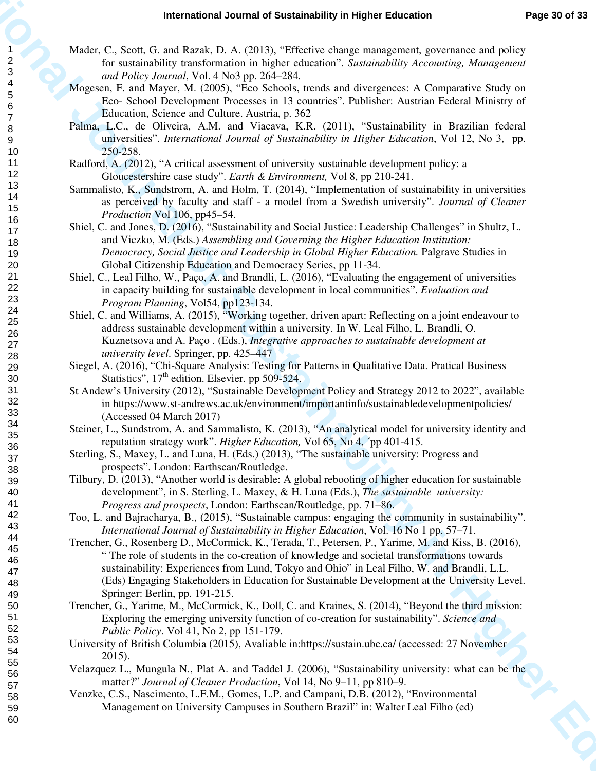Mader, C., Scott, G. and Razak, D. A. (2013), "Effective change management, governance and policy for sustainability transformation in higher education". *Sustainability Accounting, Management and Policy Journal*, Vol. 4 No3 pp. 264–284.

Mogesen, F. and Mayer, M. (2005), "Eco Schools, trends and divergences: A Comparative Study on Eco- School Development Processes in 13 countries". Publisher: Austrian Federal Ministry of Education, Science and Culture. Austria, p. 362

Palma, L.C., de Oliveira, A.M. and Viacava, K.R. (2011), "Sustainability in Brazilian federal universities". *International Journal of Sustainability in Higher Education*, Vol 12, No 3, pp. 250-258.

Radford, A. (2012), "A critical assessment of university sustainable development policy: a Gloucestershire case study". *Earth & Environment,* Vol 8, pp 210-241.

Sammalisto, K., Sundstrom, A. and Holm, T. (2014), "Implementation of sustainability in universities as perceived by faculty and staff - a model from a Swedish university". *Journal of Cleaner Production* Vol 106, pp45–54.

Shiel, C. and Jones, D. (2016), "Sustainability and Social Justice: Leadership Challenges" in Shultz, L. and Viczko, M. (Eds.) *Assembling and Governing the Higher Education Institution: Democracy, Social Justice and Leadership in Global Higher Education.* Palgrave Studies in Global Citizenship Education and Democracy Series, pp 11-34.

Shiel, C., Leal Filho, W., Paço, A. and Brandli, L. (2016), "Evaluating the engagement of universities in capacity building for sustainable development in local communities". *Evaluation and Program Planning*, Vol54, pp123-134.

Shiel, C. and Williams, A. (2015), "Working together, driven apart: Reflecting on a joint endeavour to address sustainable development within a university. In W. Leal Filho, L. Brandli, O. Kuznetsova and A. Paço . (Eds.), *Integrative approaches to sustainable development at university level*. Springer, pp. 425–447

Siegel, A. (2016), "Chi-Square Analysis: Testing for Patterns in Qualitative Data. Pratical Business Statistics", 17th edition. Elsevier. pp 509-524.

St Andew's University (2012), "Sustainable Development Policy and Strategy 2012 to 2022", available in https://www.st-andrews.ac.uk/environment/importantinfo/sustainabledevelopmentpolicies/ (Accessed 04 March 2017)

Steiner, L., Sundstrom, A. and Sammalisto, K. (2013), "An analytical model for university identity and reputation strategy work". *Higher Education,* Vol 65, No 4, ´pp 401-415.

Sterling, S., Maxey, L. and Luna, H. (Eds.) (2013), "The sustainable university: Progress and prospects". London: Earthscan/Routledge.

Tilbury, D. (2013), "Another world is desirable: A global rebooting of higher education for sustainable development", in S. Sterling, L. Maxey, & H. Luna (Eds.), *The sustainable university: Progress and prospects*, London: Earthscan/Routledge, pp. 71–86.

Too, L. and Bajracharya, B., (2015), "Sustainable campus: engaging the community in sustainability". *International Journal of Sustainability in Higher Education*, Vol. 16 No 1 pp. 57–71.

Trencher, G., Rosenberg D., McCormick, K., Terada, T., Petersen, P., Yarime, M. and Kiss, B. (2016), " The role of students in the co-creation of knowledge and societal transformations towards sustainability: Experiences from Lund, Tokyo and Ohio" in Leal Filho, W. and Brandli, L.L. (Eds) Engaging Stakeholders in Education for Sustainable Development at the University Level. Springer: Berlin, pp. 191-215.

Trencher, G., Yarime, M., McCormick, K., Doll, C. and Kraines, S. (2014), "Beyond the third mission: Exploring the emerging university function of co-creation for sustainability". *Science and Public Policy*. Vol 41, No 2, pp 151-179.

University of British Columbia (2015), Avaliable in:https://sustain.ubc.ca/ (accessed: 27 November 2015).

Velazquez L., Mungula N., Plat A. and Taddel J. (2006), "Sustainability university: what can be the matter?" *Journal of Cleaner Production*, Vol 14, No 9–11, pp 810–9.

Venzke, C.S., Nascimento, L.F.M., Gomes, L.P. and Campani, D.B. (2012), "Environmental Management on University Campuses in Southern Brazil" in: Walter Leal Filho (ed)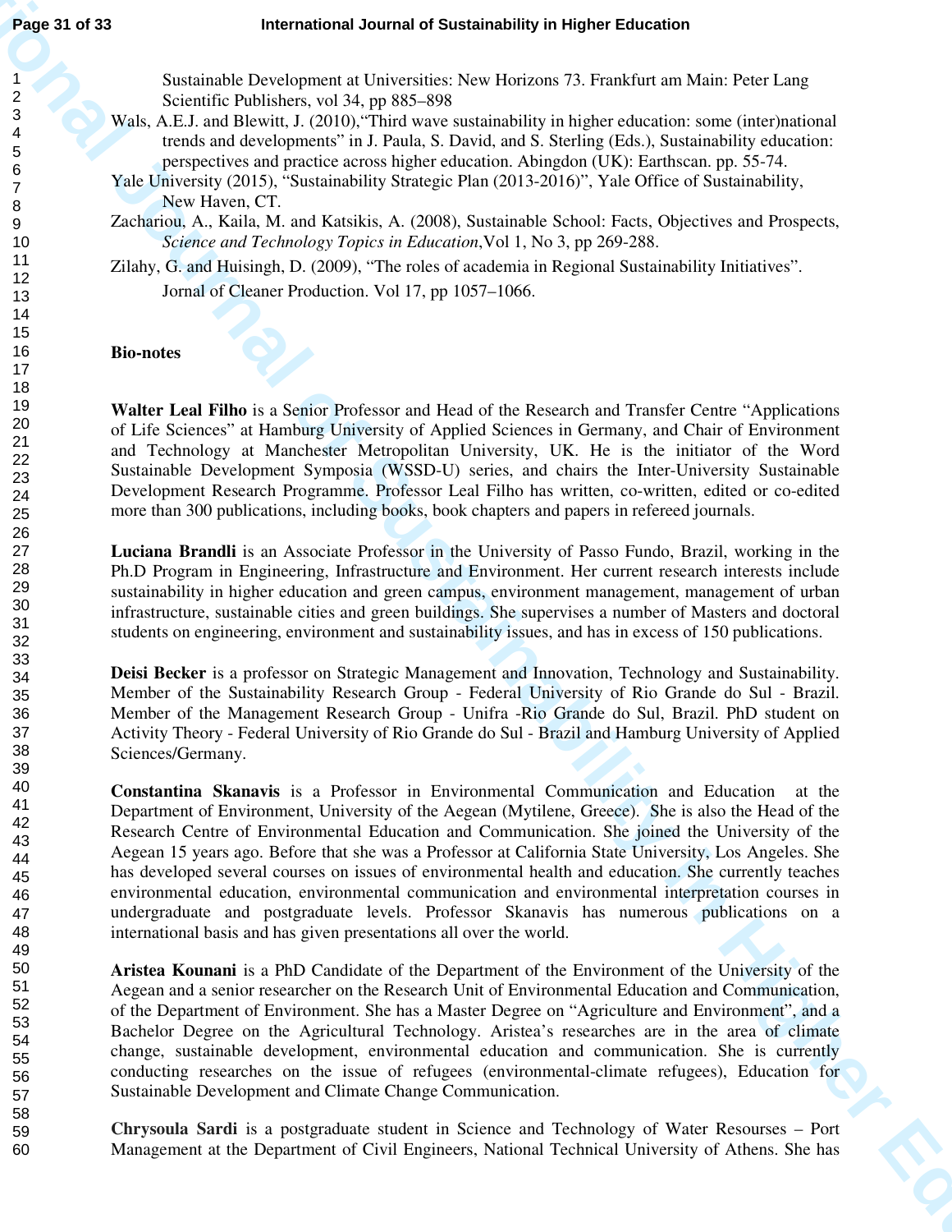Sustainable Development at Universities: New Horizons 73. Frankfurt am Main: Peter Lang Scientific Publishers, vol 34, pp 885–898

Wals, A.E.J. and Blewitt, J. (2010),"Third wave sustainability in higher education: some (inter)national trends and developments" in J. Paula, S. David, and S. Sterling (Eds.), Sustainability education: perspectives and practice across higher education. Abingdon (UK): Earthscan. pp. 55-74.

Yale University (2015), "Sustainability Strategic Plan (2013-2016)", Yale Office of Sustainability, New Haven, CT.

Zachariou, A., Kaila, M. and Katsikis, A. (2008), Sustainable School: Facts, Objectives and Prospects, *Science and Technology Topics in Education*,Vol 1, No 3, pp 269-288.

Zilahy, G. and Huisingh, D. (2009), "The roles of academia in Regional Sustainability Initiatives". Jornal of Cleaner Production. Vol 17, pp 1057–1066.

**Bio-notes**

**Walter Leal Filho** is a Senior Professor and Head of the Research and Transfer Centre "Applications of Life Sciences" at Hamburg University of Applied Sciences in Germany, and Chair of Environment and Technology at Manchester Metropolitan University, UK. He is the initiator of the Word Sustainable Development Symposia (WSSD-U) series, and chairs the Inter-University Sustainable Development Research Programme. Professor Leal Filho has written, co-written, edited or co-edited more than 300 publications, including books, book chapters and papers in refereed journals.

**Luciana Brandli** is an Associate Professor in the University of Passo Fundo, Brazil, working in the Ph.D Program in Engineering, Infrastructure and Environment. Her current research interests include sustainability in higher education and green campus, environment management, management of urban infrastructure, sustainable cities and green buildings. She supervises a number of Masters and doctoral students on engineering, environment and sustainability issues, and has in excess of 150 publications.

**Deisi Becker** is a professor on Strategic Management and Innovation, Technology and Sustainability. Member of the Sustainability Research Group - Federal University of Rio Grande do Sul - Brazil. Member of the Management Research Group - Unifra -Rio Grande do Sul, Brazil. PhD student on Activity Theory - Federal University of Rio Grande do Sul - Brazil and Hamburg University of Applied Sciences/Germany.

**Constantina Skanavis** is a Professor in Environmental Communication and Education at the Department of Environment, University of the Aegean (Mytilene, Greece). She is also the Head of the Research Centre of Environmental Education and Communication. She joined the University of the Aegean 15 years ago. Before that she was a Professor at California State University, Los Angeles. She has developed several courses on issues of environmental health and education. She currently teaches environmental education, environmental communication and environmental interpretation courses in undergraduate and postgraduate levels. Professor Skanavis has numerous publications on a international basis and has given presentations all over the world.

**Aristea Kounani** is a PhD Candidate of the Department of the Environment of the University of the Aegean and a senior researcher on the Research Unit of Environmental Education and Communication, of the Department of Environment. She has a Master Degree on "Agriculture and Environment", and a Bachelor Degree on the Agricultural Technology. Aristea's researches are in the area of climate change, sustainable development, environmental education and communication. She is currently conducting researches on the issue of refugees (environmental-climate refugees), Education for Sustainable Development and Climate Change Communication.

**Chrysoula Sardi** is a postgraduate student in Science and Technology of Water Resourses – Port Management at the Department of Civil Engineers, National Technical University of Athens. She has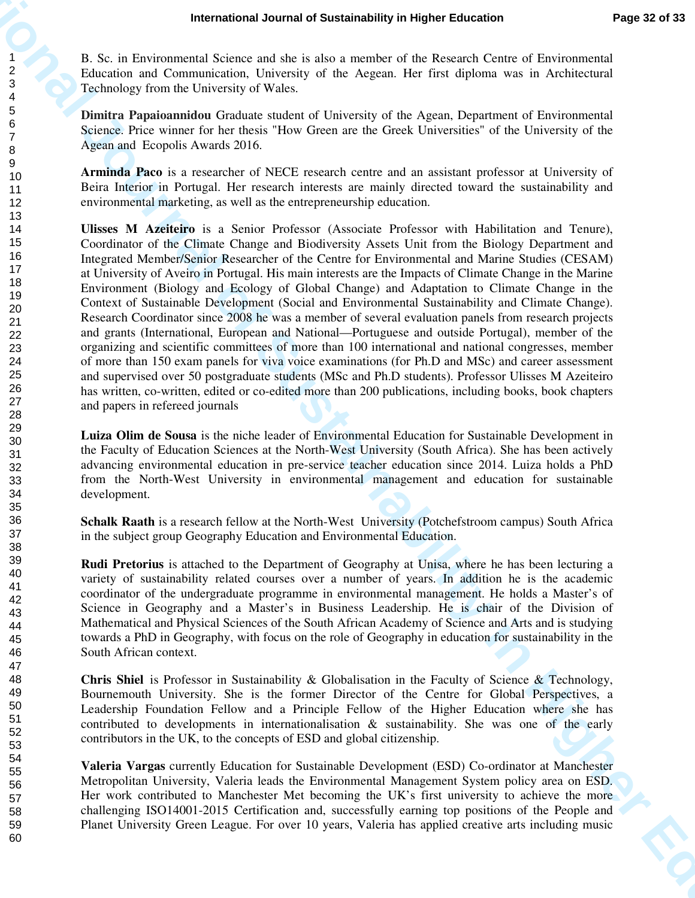B. Sc. in Environmental Science and she is also a member of the Research Centre of Environmental Education and Communication, University of the Aegean. Her first diploma was in Architectural Technology from the University of Wales.

**Dimitra Papaioannidou** Graduate student of University of the Agean, Department of Environmental Science. Price winner for her thesis "How Green are the Greek Universities" of the University of the Agean and Ecopolis Awards 2016.

**Arminda Paco** is a researcher of NECE research centre and an assistant professor at University of Beira Interior in Portugal. Her research interests are mainly directed toward the sustainability and environmental marketing, as well as the entrepreneurship education.

**Ulisses M Azeiteiro** is a Senior Professor (Associate Professor with Habilitation and Tenure), Coordinator of the Climate Change and Biodiversity Assets Unit from the Biology Department and Integrated Member/Senior Researcher of the Centre for Environmental and Marine Studies (CESAM) at University of Aveiro in Portugal. His main interests are the Impacts of Climate Change in the Marine Environment (Biology and Ecology of Global Change) and Adaptation to Climate Change in the Context of Sustainable Development (Social and Environmental Sustainability and Climate Change). Research Coordinator since 2008 he was a member of several evaluation panels from research projects and grants (International, European and National—Portuguese and outside Portugal), member of the organizing and scientific committees of more than 100 international and national congresses, member of more than 150 exam panels for viva voice examinations (for Ph.D and MSc) and career assessment and supervised over 50 postgraduate students (MSc and Ph.D students). Professor Ulisses M Azeiteiro has written, co-written, edited or co-edited more than 200 publications, including books, book chapters and papers in refereed journals

**Luiza Olim de Sousa** is the niche leader of Environmental Education for Sustainable Development in the Faculty of Education Sciences at the North-West University (South Africa). She has been actively advancing environmental education in pre-service teacher education since 2014. Luiza holds a PhD from the North-West University in environmental management and education for sustainable development.

**Schalk Raath** is a research fellow at the North-West University (Potchefstroom campus) South Africa in the subject group Geography Education and Environmental Education.

**Rudi Pretorius** is attached to the Department of Geography at Unisa, where he has been lecturing a variety of sustainability related courses over a number of years. In addition he is the academic coordinator of the undergraduate programme in environmental management. He holds a Master's of Science in Geography and a Master's in Business Leadership. He is chair of the Division of Mathematical and Physical Sciences of the South African Academy of Science and Arts and is studying towards a PhD in Geography, with focus on the role of Geography in education for sustainability in the South African context.

**Chris Shiel** is Professor in Sustainability & Globalisation in the Faculty of Science & Technology, Bournemouth University. She is the former Director of the Centre for Global Perspectives, a Leadership Foundation Fellow and a Principle Fellow of the Higher Education where she has contributed to developments in internationalisation & sustainability. She was one of the early contributors in the UK, to the concepts of ESD and global citizenship.

**Valeria Vargas** currently Education for Sustainable Development (ESD) Co-ordinator at Manchester Metropolitan University, Valeria leads the Environmental Management System policy area on ESD. Her work contributed to Manchester Met becoming the UK's first university to achieve the more challenging ISO14001-2015 Certification and, successfully earning top positions of the People and Planet University Green League. For over 10 years, Valeria has applied creative arts including music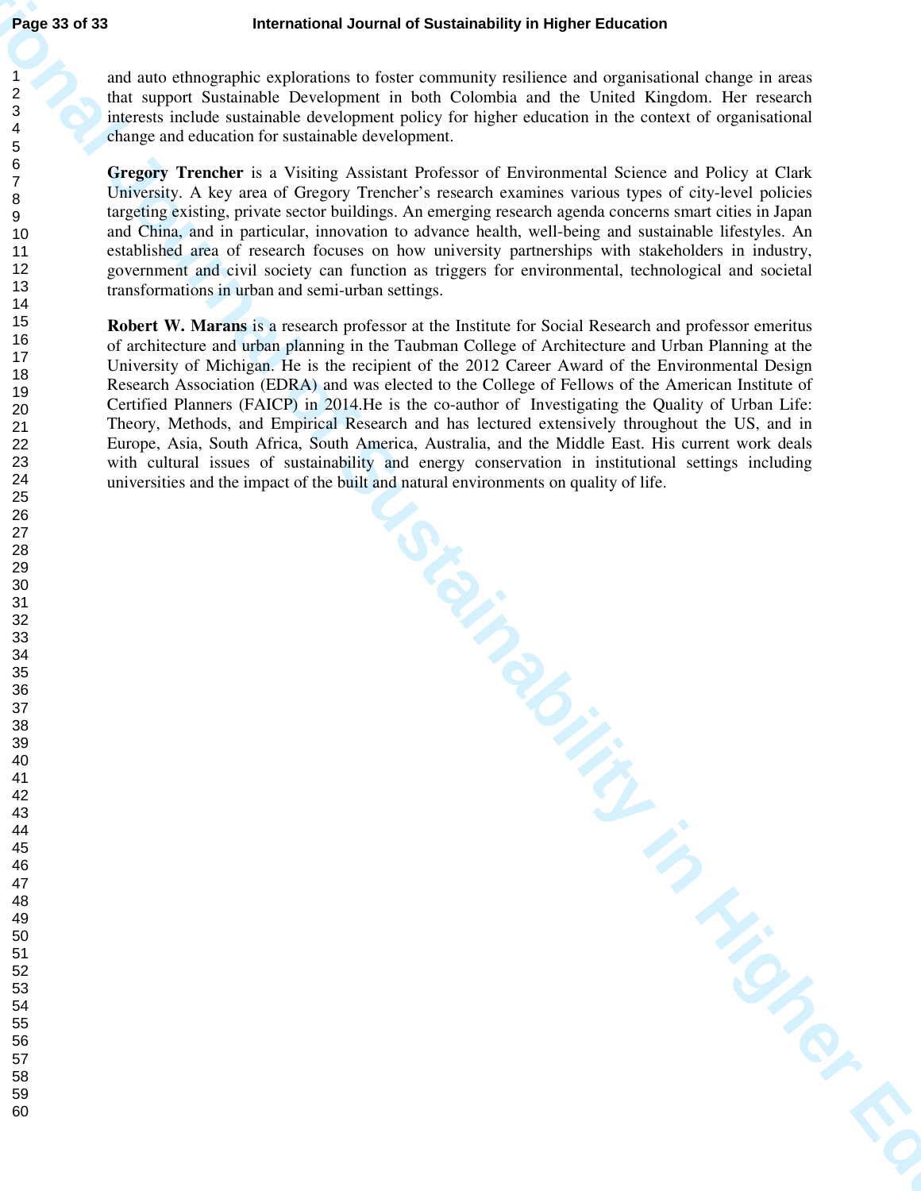and auto ethnographic explorations to foster community resilience and organisational change in areas that support Sustainable Development in both Colombia and the United Kingdom. Her research interests include sustainable development policy for higher education in the context of organisational change and education for sustainable development.

**Gregory Trencher** is a Visiting Assistant Professor of Environmental Science and Policy at Clark University. A key area of Gregory Trencher's research examines various types of city-level policies targeting existing, private sector buildings. An emerging research agenda concerns smart cities in Japan and China, and in particular, innovation to advance health, well-being and sustainable lifestyles. An established area of research focuses on how university partnerships with stakeholders in industry, government and civil society can function as triggers for environmental, technological and societal transformations in urban and semi-urban settings.

**Robert W. Marans** is a research professor at the Institute for Social Research and professor emeritus of architecture and urban planning in the Taubman College of Architecture and Urban Planning at the University of Michigan. He is the recipient of the 2012 Career Award of the Environmental Design Research Association (EDRA) and was elected to the College of Fellows of the American Institute of Certified Planners (FAICP) in 2014.He is the co-author of Investigating the Quality of Urban Life: Theory, Methods, and Empirical Research and has lectured extensively throughout the US, and in Europe, Asia, South Africa, South America, Australia, and the Middle East. His current work deals with cultural issues of sustainability and energy conservation in institutional settings including universities and the impact of the built and natural environments on quality of life.